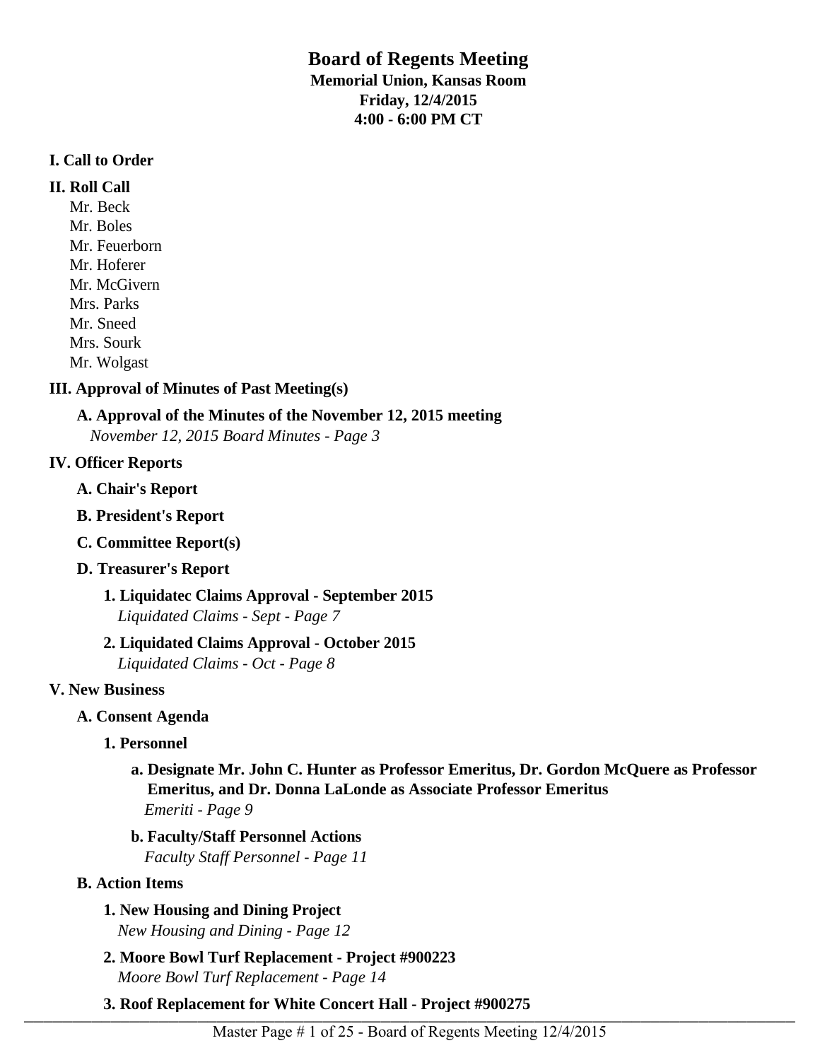# Board of Regents Meeting

**Memorial Union, Kansas Room**
**Friday, 12/4/2015**
**4:00 - 6:00 PM CT**

**I. Call to Order**

**II. Roll Call**

Mr. Beck
Mr. Boles
Mr. Feuerborn
Mr. Hoferer
Mr. McGivern
Mrs. Parks
Mr. Sneed
Mrs. Sourk
Mr. Wolgast

**III. Approval of Minutes of Past Meeting(s)**

**A. Approval of the Minutes of the November 12, 2015 meeting**
*November 12, 2015 Board Minutes - Page 3*

**IV. Officer Reports**

**A. Chair's Report**

**B. President's Report**

**C. Committee Report(s)**

**D. Treasurer's Report**

**1. Liquidatec Claims Approval - September 2015**
*Liquidated Claims - Sept - Page 7*

**2. Liquidated Claims Approval - October 2015**
*Liquidated Claims - Oct - Page 8*

**V. New Business**

**A. Consent Agenda**

**1. Personnel**

**a. Designate Mr. John C. Hunter as Professor Emeritus, Dr. Gordon McQuere as Professor Emeritus, and Dr. Donna LaLonde as Associate Professor Emeritus**
*Emeriti - Page 9*

**b. Faculty/Staff Personnel Actions**
*Faculty Staff Personnel - Page 11*

**B. Action Items**

**1. New Housing and Dining Project**
*New Housing and Dining - Page 12*

**2. Moore Bowl Turf Replacement - Project #900223**
*Moore Bowl Turf Replacement - Page 14*

**3. Roof Replacement for White Concert Hall - Project #900275**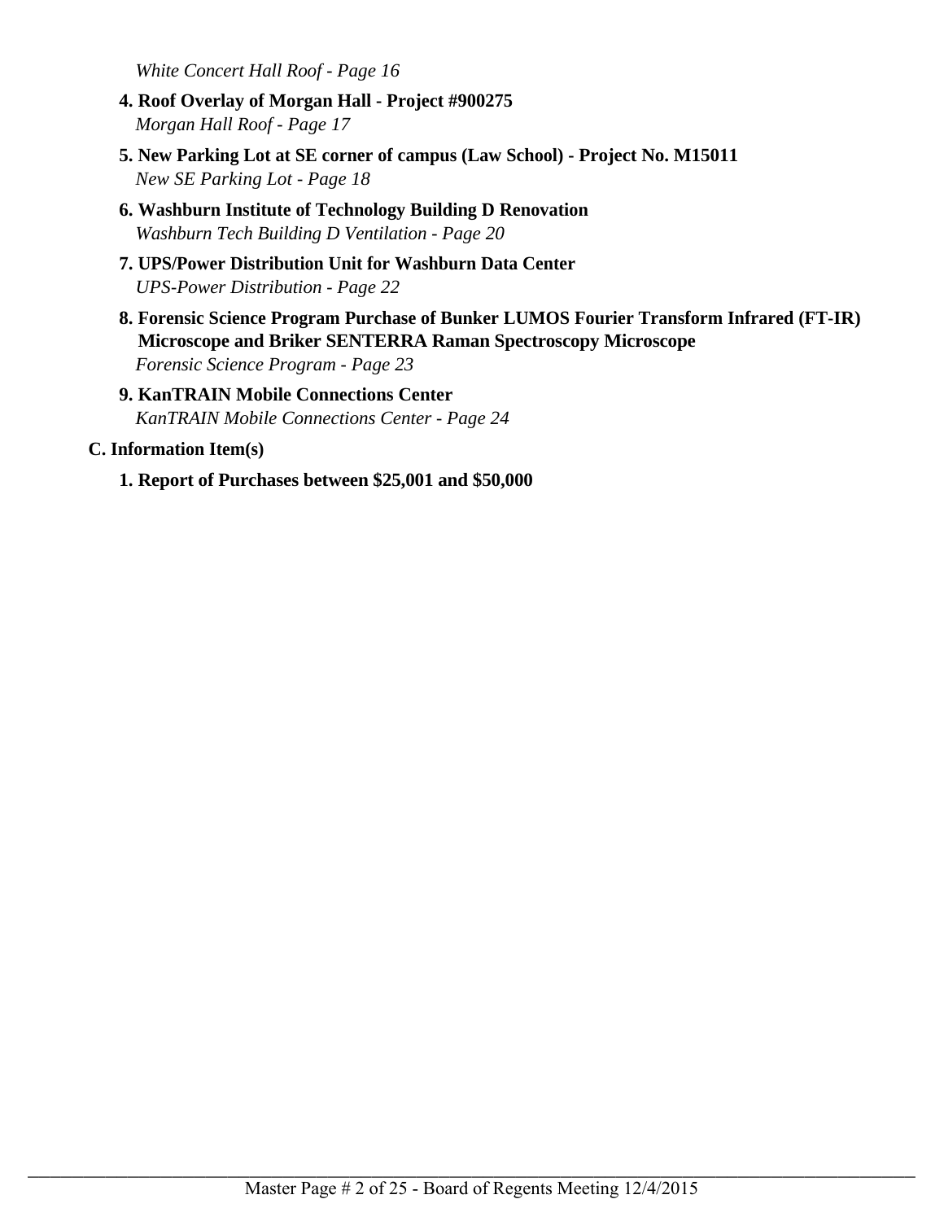*White Concert Hall Roof - Page 16*

4. **Roof Overlay of Morgan Hall - Project #900275**
   *Morgan Hall Roof - Page 17*

5. **New Parking Lot at SE corner of campus (Law School) - Project No. M15011**
   *New SE Parking Lot - Page 18*

6. **Washburn Institute of Technology Building D Renovation**
   *Washburn Tech Building D Ventilation - Page 20*

7. **UPS/Power Distribution Unit for Washburn Data Center**
   *UPS-Power Distribution - Page 22*

8. **Forensic Science Program Purchase of Bunker LUMOS Fourier Transform Infrared (FT-IR) Microscope and Briker SENTERRA Raman Spectroscopy Microscope**
   *Forensic Science Program - Page 23*

9. **KanTRAIN Mobile Connections Center**
   *KanTRAIN Mobile Connections Center - Page 24*

**C. Information Item(s)**

1. **Report of Purchases between $25,001 and $50,000**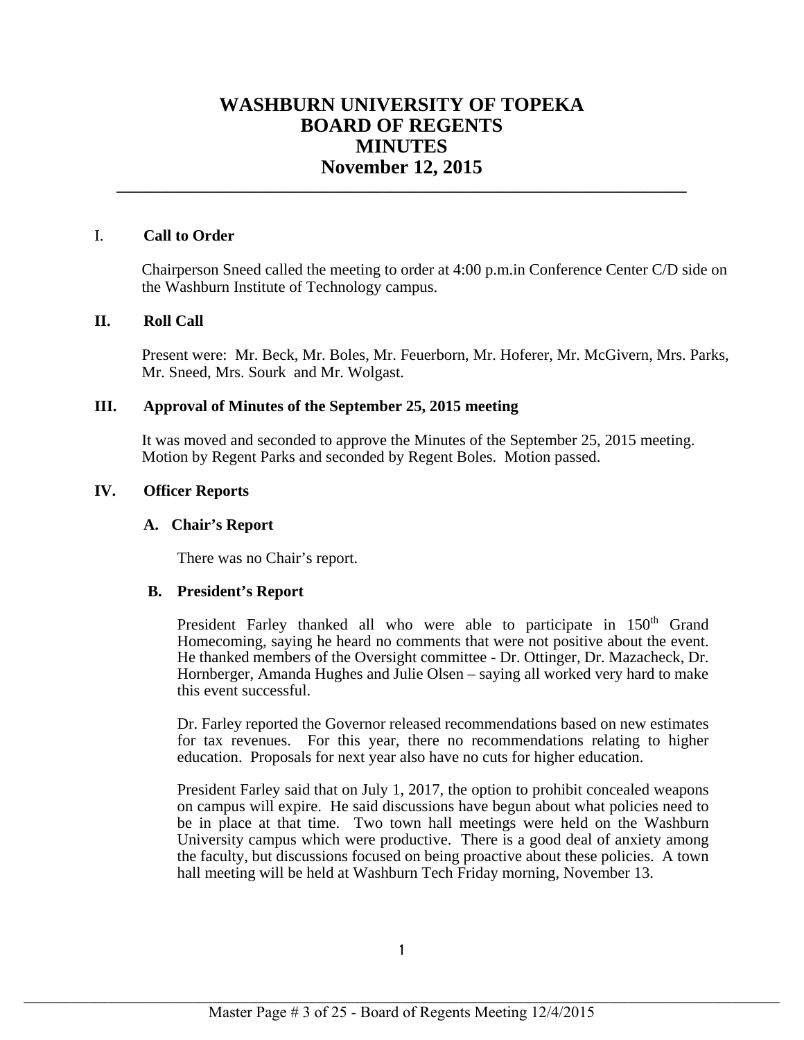# WASHBURN UNIVERSITY OF TOPEKA
# BOARD OF REGENTS
# MINUTES
# November 12, 2015

## I. Call to Order

Chairperson Sneed called the meeting to order at 4:00 p.m.in Conference Center C/D side on the Washburn Institute of Technology campus.

## II. Roll Call

Present were: Mr. Beck, Mr. Boles, Mr. Feuerborn, Mr. Hoferer, Mr. McGivern, Mrs. Parks, Mr. Sneed, Mrs. Sourk and Mr. Wolgast.

## III. Approval of Minutes of the September 25, 2015 meeting

It was moved and seconded to approve the Minutes of the September 25, 2015 meeting. Motion by Regent Parks and seconded by Regent Boles. Motion passed.

## IV. Officer Reports

### A. Chair's Report

There was no Chair's report.

### B. President's Report

President Farley thanked all who were able to participate in 150th Grand Homecoming, saying he heard no comments that were not positive about the event. He thanked members of the Oversight committee - Dr. Ottinger, Dr. Mazacheck, Dr. Hornberger, Amanda Hughes and Julie Olsen – saying all worked very hard to make this event successful.

Dr. Farley reported the Governor released recommendations based on new estimates for tax revenues. For this year, there no recommendations relating to higher education. Proposals for next year also have no cuts for higher education.

President Farley said that on July 1, 2017, the option to prohibit concealed weapons on campus will expire. He said discussions have begun about what policies need to be in place at that time. Two town hall meetings were held on the Washburn University campus which were productive. There is a good deal of anxiety among the faculty, but discussions focused on being proactive about these policies. A town hall meeting will be held at Washburn Tech Friday morning, November 13.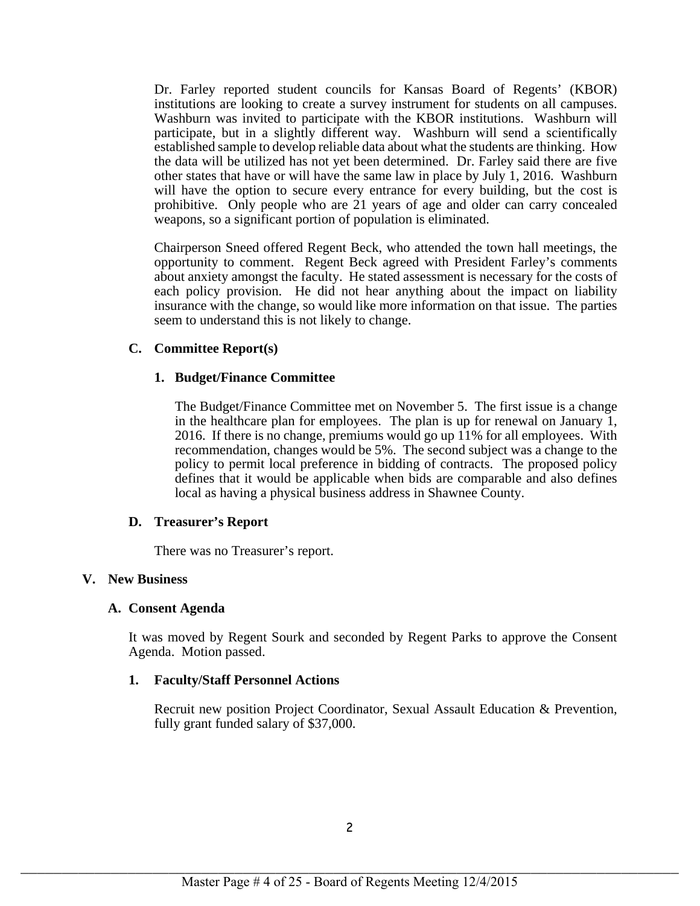Dr. Farley reported student councils for Kansas Board of Regents' (KBOR) institutions are looking to create a survey instrument for students on all campuses. Washburn was invited to participate with the KBOR institutions. Washburn will participate, but in a slightly different way. Washburn will send a scientifically established sample to develop reliable data about what the students are thinking. How the data will be utilized has not yet been determined. Dr. Farley said there are five other states that have or will have the same law in place by July 1, 2016. Washburn will have the option to secure every entrance for every building, but the cost is prohibitive. Only people who are 21 years of age and older can carry concealed weapons, so a significant portion of population is eliminated.

Chairperson Sneed offered Regent Beck, who attended the town hall meetings, the opportunity to comment. Regent Beck agreed with President Farley's comments about anxiety amongst the faculty. He stated assessment is necessary for the costs of each policy provision. He did not hear anything about the impact on liability insurance with the change, so would like more information on that issue. The parties seem to understand this is not likely to change.

### C. Committee Report(s)

#### 1. Budget/Finance Committee

The Budget/Finance Committee met on November 5. The first issue is a change in the healthcare plan for employees. The plan is up for renewal on January 1, 2016. If there is no change, premiums would go up 11% for all employees. With recommendation, changes would be 5%. The second subject was a change to the policy to permit local preference in bidding of contracts. The proposed policy defines that it would be applicable when bids are comparable and also defines local as having a physical business address in Shawnee County.

### D. Treasurer's Report

There was no Treasurer's report.

## V. New Business

### A. Consent Agenda

It was moved by Regent Sourk and seconded by Regent Parks to approve the Consent Agenda. Motion passed.

#### 1. Faculty/Staff Personnel Actions

Recruit new position Project Coordinator, Sexual Assault Education & Prevention, fully grant funded salary of $37,000.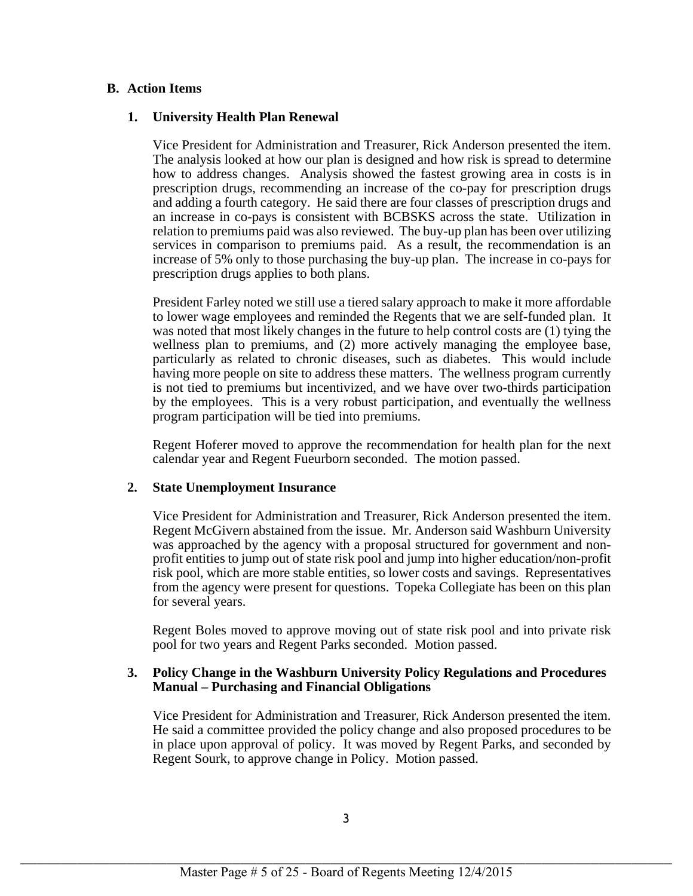## B. Action Items

### 1. University Health Plan Renewal

Vice President for Administration and Treasurer, Rick Anderson presented the item. The analysis looked at how our plan is designed and how risk is spread to determine how to address changes. Analysis showed the fastest growing area in costs is in prescription drugs, recommending an increase of the co-pay for prescription drugs and adding a fourth category. He said there are four classes of prescription drugs and an increase in co-pays is consistent with BCBSKS across the state. Utilization in relation to premiums paid was also reviewed. The buy-up plan has been over utilizing services in comparison to premiums paid. As a result, the recommendation is an increase of 5% only to those purchasing the buy-up plan. The increase in co-pays for prescription drugs applies to both plans.

President Farley noted we still use a tiered salary approach to make it more affordable to lower wage employees and reminded the Regents that we are self-funded plan. It was noted that most likely changes in the future to help control costs are (1) tying the wellness plan to premiums, and (2) more actively managing the employee base, particularly as related to chronic diseases, such as diabetes. This would include having more people on site to address these matters. The wellness program currently is not tied to premiums but incentivized, and we have over two-thirds participation by the employees. This is a very robust participation, and eventually the wellness program participation will be tied into premiums.

Regent Hoferer moved to approve the recommendation for health plan for the next calendar year and Regent Fueurborn seconded. The motion passed.

### 2. State Unemployment Insurance

Vice President for Administration and Treasurer, Rick Anderson presented the item. Regent McGivern abstained from the issue. Mr. Anderson said Washburn University was approached by the agency with a proposal structured for government and non-profit entities to jump out of state risk pool and jump into higher education/non-profit risk pool, which are more stable entities, so lower costs and savings. Representatives from the agency were present for questions. Topeka Collegiate has been on this plan for several years.

Regent Boles moved to approve moving out of state risk pool and into private risk pool for two years and Regent Parks seconded. Motion passed.

### 3. Policy Change in the Washburn University Policy Regulations and Procedures Manual – Purchasing and Financial Obligations

Vice President for Administration and Treasurer, Rick Anderson presented the item. He said a committee provided the policy change and also proposed procedures to be in place upon approval of policy. It was moved by Regent Parks, and seconded by Regent Sourk, to approve change in Policy. Motion passed.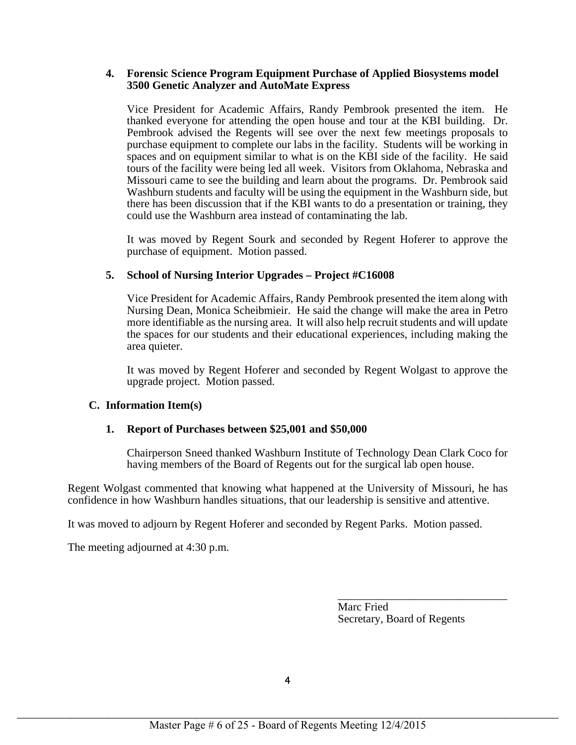**4. Forensic Science Program Equipment Purchase of Applied Biosystems model 3500 Genetic Analyzer and AutoMate Express**

Vice President for Academic Affairs, Randy Pembrook presented the item. He thanked everyone for attending the open house and tour at the KBI building. Dr. Pembrook advised the Regents will see over the next few meetings proposals to purchase equipment to complete our labs in the facility. Students will be working in spaces and on equipment similar to what is on the KBI side of the facility. He said tours of the facility were being led all week. Visitors from Oklahoma, Nebraska and Missouri came to see the building and learn about the programs. Dr. Pembrook said Washburn students and faculty will be using the equipment in the Washburn side, but there has been discussion that if the KBI wants to do a presentation or training, they could use the Washburn area instead of contaminating the lab.

It was moved by Regent Sourk and seconded by Regent Hoferer to approve the purchase of equipment. Motion passed.

**5. School of Nursing Interior Upgrades – Project #C16008**

Vice President for Academic Affairs, Randy Pembrook presented the item along with Nursing Dean, Monica Scheibmieir. He said the change will make the area in Petro more identifiable as the nursing area. It will also help recruit students and will update the spaces for our students and their educational experiences, including making the area quieter.

It was moved by Regent Hoferer and seconded by Regent Wolgast to approve the upgrade project. Motion passed.

**C. Information Item(s)**

**1. Report of Purchases between $25,001 and $50,000**

Chairperson Sneed thanked Washburn Institute of Technology Dean Clark Coco for having members of the Board of Regents out for the surgical lab open house.

Regent Wolgast commented that knowing what happened at the University of Missouri, he has confidence in how Washburn handles situations, that our leadership is sensitive and attentive.

It was moved to adjourn by Regent Hoferer and seconded by Regent Parks. Motion passed.

The meeting adjourned at 4:30 p.m.

\_\_\_\_\_\_\_\_\_\_\_\_\_\_\_\_\_\_\_\_\_\_\_\_\_\_\_\_\_\_

Marc Fried
Secretary, Board of Regents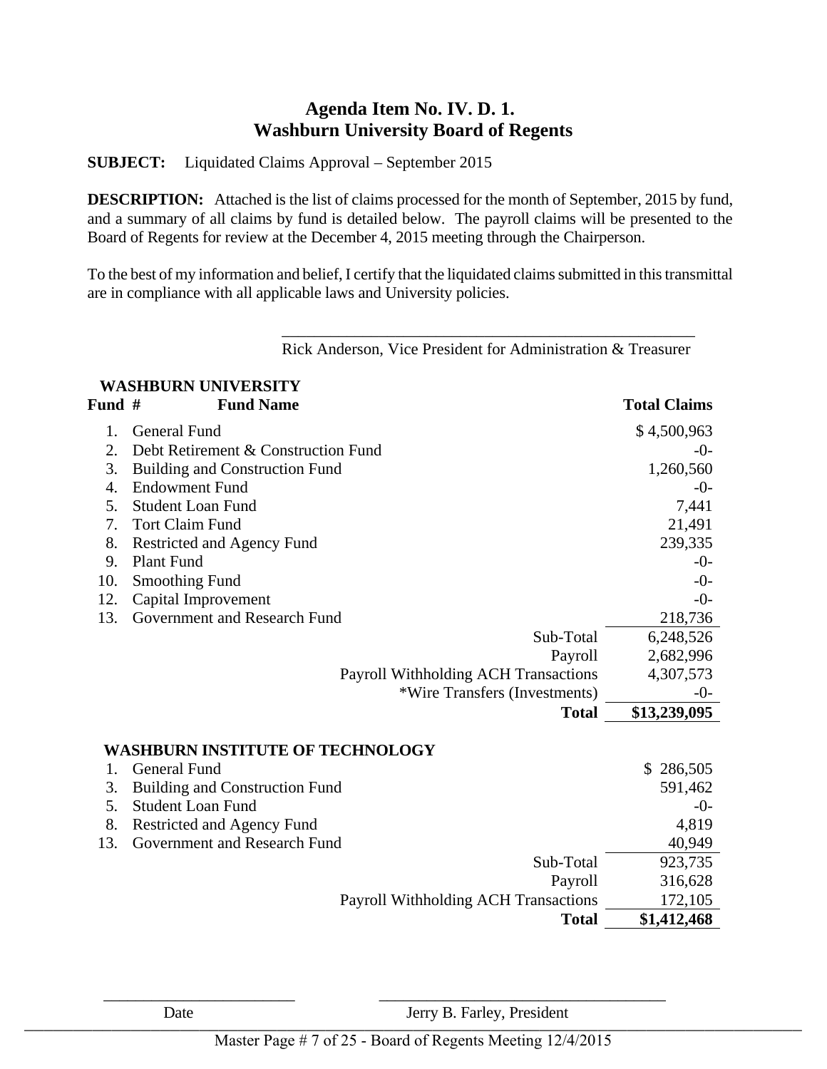## Agenda Item No. IV. D. 1.
## Washburn University Board of Regents

**SUBJECT:** Liquidated Claims Approval – September 2015

**DESCRIPTION:** Attached is the list of claims processed for the month of September, 2015 by fund, and a summary of all claims by fund is detailed below. The payroll claims will be presented to the Board of Regents for review at the December 4, 2015 meeting through the Chairperson.

To the best of my information and belief, I certify that the liquidated claims submitted in this transmittal are in compliance with all applicable laws and University policies.

\_\_\_\_\_\_\_\_\_\_\_\_\_\_\_\_\_\_\_\_\_\_\_\_\_\_\_\_\_\_\_\_\_\_\_\_\_\_\_\_\_\_\_\_\_\_\_\_\_\_\_\_
Rick Anderson, Vice President for Administration & Treasurer

**WASHBURN UNIVERSITY**

| Fund # | Fund Name | Total Claims |
|---|---|---|
| 1. | General Fund | $ 4,500,963 |
| 2. | Debt Retirement & Construction Fund | -0- |
| 3. | Building and Construction Fund | 1,260,560 |
| 4. | Endowment Fund | -0- |
| 5. | Student Loan Fund | 7,441 |
| 7. | Tort Claim Fund | 21,491 |
| 8. | Restricted and Agency Fund | 239,335 |
| 9. | Plant Fund | -0- |
| 10. | Smoothing Fund | -0- |
| 12. | Capital Improvement | -0- |
| 13. | Government and Research Fund | 218,736 |
| | Sub-Total | 6,248,526 |
| | Payroll | 2,682,996 |
| | Payroll Withholding ACH Transactions | 4,307,573 |
| | *Wire Transfers (Investments) | -0- |
| | **Total** | **$13,239,095** |

**WASHBURN INSTITUTE OF TECHNOLOGY**

| Fund # | Fund Name | Total Claims |
|---|---|---|
| 1. | General Fund | $ 286,505 |
| 3. | Building and Construction Fund | 591,462 |
| 5. | Student Loan Fund | -0- |
| 8. | Restricted and Agency Fund | 4,819 |
| 13. | Government and Research Fund | 40,949 |
| | Sub-Total | 923,735 |
| | Payroll | 316,628 |
| | Payroll Withholding ACH Transactions | 172,105 |
| | **Total** | **$1,412,468** |

\_\_\_\_\_\_\_\_\_\_\_\_\_\_\_\_\_\_\_\_\_\_\_\_ \_\_\_\_\_\_\_\_\_\_\_\_\_\_\_\_\_\_\_\_\_\_\_\_\_\_\_\_\_\_\_\_\_\_\_\_
Date Jerry B. Farley, President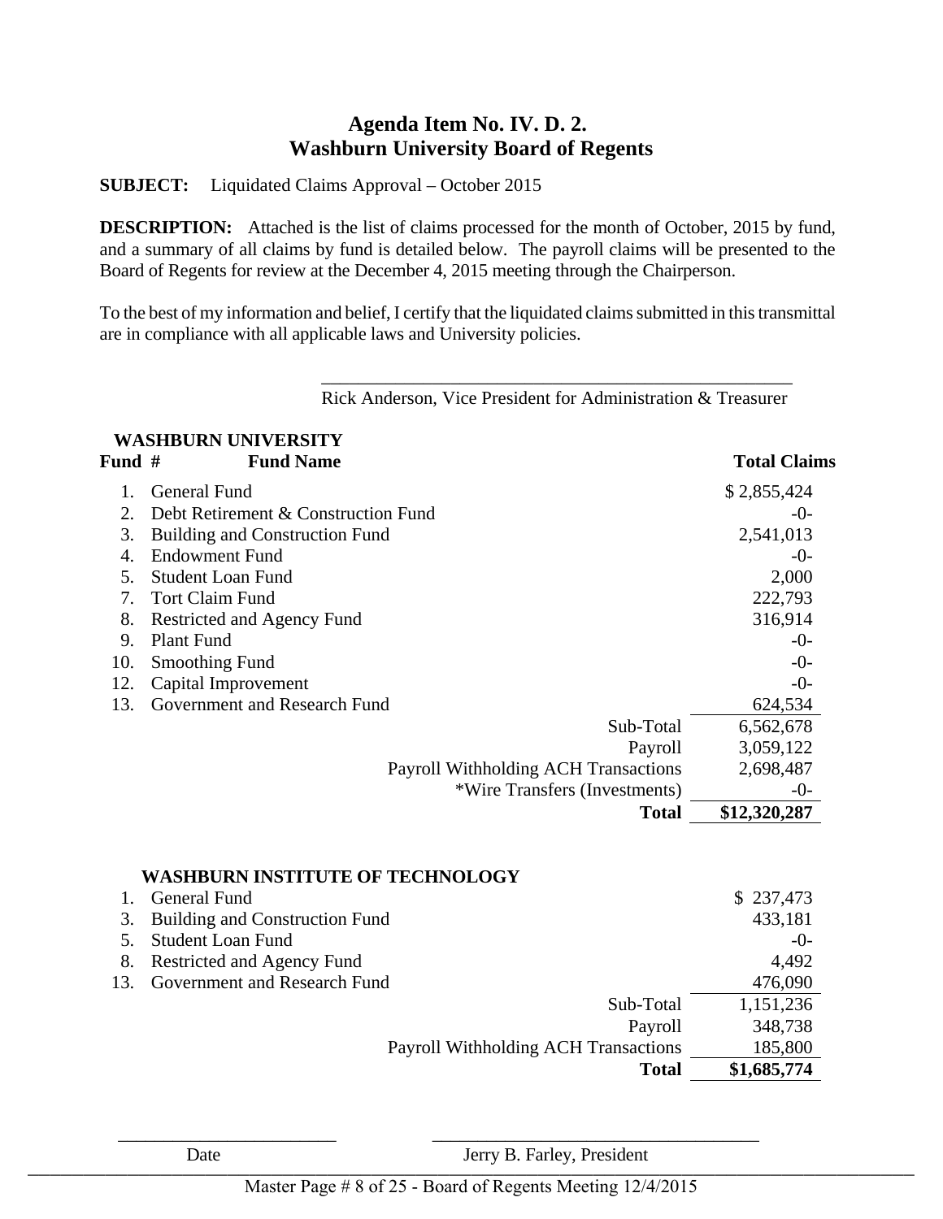# Agenda Item No. IV. D. 2.
# Washburn University Board of Regents

**SUBJECT:** Liquidated Claims Approval – October 2015

**DESCRIPTION:** Attached is the list of claims processed for the month of October, 2015 by fund, and a summary of all claims by fund is detailed below. The payroll claims will be presented to the Board of Regents for review at the December 4, 2015 meeting through the Chairperson.

To the best of my information and belief, I certify that the liquidated claims submitted in this transmittal are in compliance with all applicable laws and University policies.

\_\_\_\_\_\_\_\_\_\_\_\_\_\_\_\_\_\_\_\_\_\_\_\_\_\_\_\_\_\_\_\_\_\_\_\_\_\_\_\_\_\_\_\_\_\_\_\_
Rick Anderson, Vice President for Administration & Treasurer

**WASHBURN UNIVERSITY**

| Fund # | Fund Name | Total Claims |
|---|---|---|
| 1. | General Fund | $ 2,855,424 |
| 2. | Debt Retirement & Construction Fund | -0- |
| 3. | Building and Construction Fund | 2,541,013 |
| 4. | Endowment Fund | -0- |
| 5. | Student Loan Fund | 2,000 |
| 7. | Tort Claim Fund | 222,793 |
| 8. | Restricted and Agency Fund | 316,914 |
| 9. | Plant Fund | -0- |
| 10. | Smoothing Fund | -0- |
| 12. | Capital Improvement | -0- |
| 13. | Government and Research Fund | 624,534 |
| | Sub-Total | 6,562,678 |
| | Payroll | 3,059,122 |
| | Payroll Withholding ACH Transactions | 2,698,487 |
| | *Wire Transfers (Investments) | -0- |
| | **Total** | **$12,320,287** |

**WASHBURN INSTITUTE OF TECHNOLOGY**

| Fund # | Fund Name | Total Claims |
|---|---|---|
| 1. | General Fund | $ 237,473 |
| 3. | Building and Construction Fund | 433,181 |
| 5. | Student Loan Fund | -0- |
| 8. | Restricted and Agency Fund | 4,492 |
| 13. | Government and Research Fund | 476,090 |
| | Sub-Total | 1,151,236 |
| | Payroll | 348,738 |
| | Payroll Withholding ACH Transactions | 185,800 |
| | **Total** | **$1,685,774** |

\_\_\_\_\_\_\_\_\_\_\_\_\_\_\_\_\_\_\_\_\_\_\_\_ \_\_\_\_\_\_\_\_\_\_\_\_\_\_\_\_\_\_\_\_\_\_\_\_\_\_\_\_\_\_\_\_\_\_\_\_
Date Jerry B. Farley, President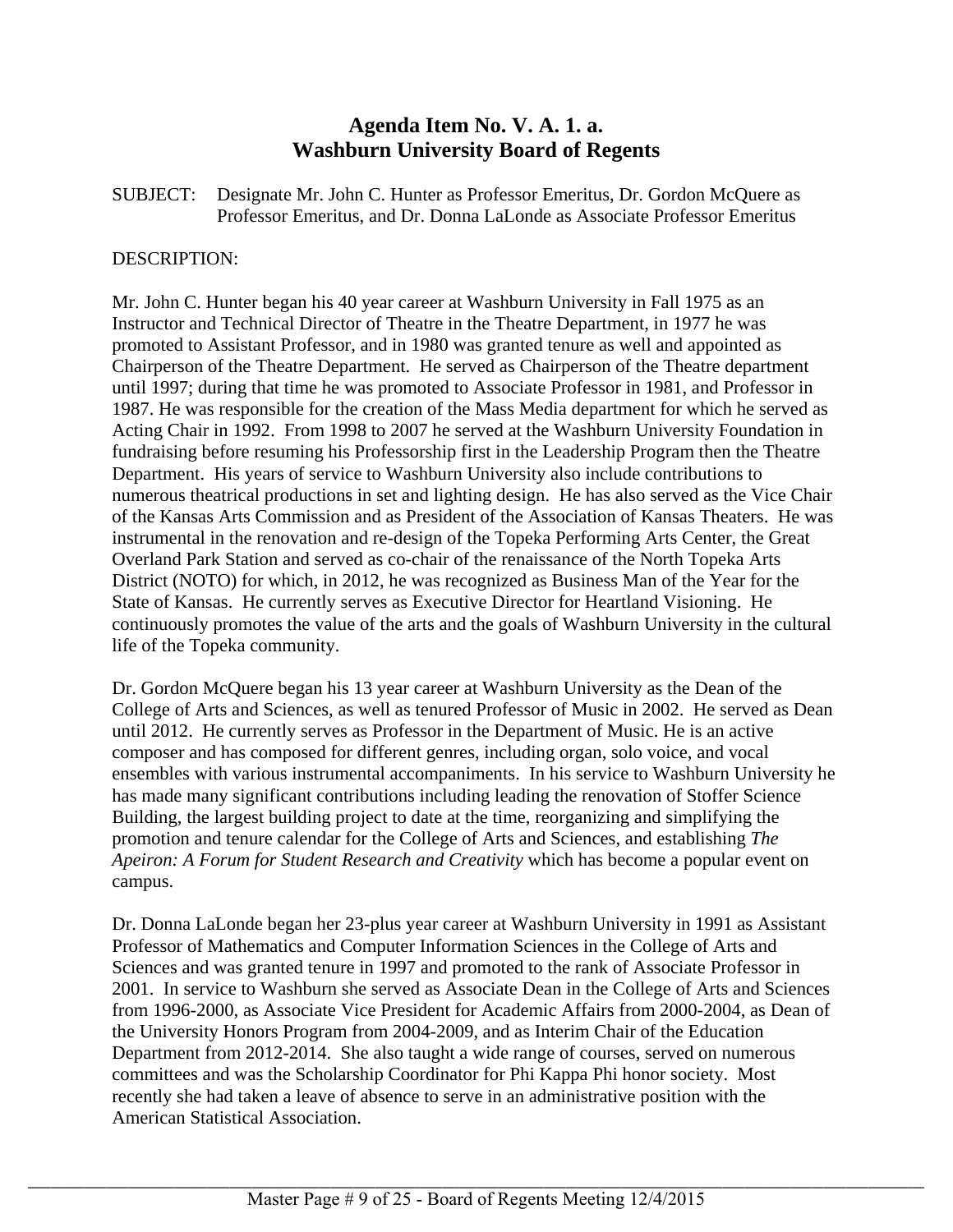# Agenda Item No. V. A. 1. a.
# Washburn University Board of Regents

SUBJECT: Designate Mr. John C. Hunter as Professor Emeritus, Dr. Gordon McQuere as Professor Emeritus, and Dr. Donna LaLonde as Associate Professor Emeritus

DESCRIPTION:

Mr. John C. Hunter began his 40 year career at Washburn University in Fall 1975 as an Instructor and Technical Director of Theatre in the Theatre Department, in 1977 he was promoted to Assistant Professor, and in 1980 was granted tenure as well and appointed as Chairperson of the Theatre Department. He served as Chairperson of the Theatre department until 1997; during that time he was promoted to Associate Professor in 1981, and Professor in 1987. He was responsible for the creation of the Mass Media department for which he served as Acting Chair in 1992. From 1998 to 2007 he served at the Washburn University Foundation in fundraising before resuming his Professorship first in the Leadership Program then the Theatre Department. His years of service to Washburn University also include contributions to numerous theatrical productions in set and lighting design. He has also served as the Vice Chair of the Kansas Arts Commission and as President of the Association of Kansas Theaters. He was instrumental in the renovation and re-design of the Topeka Performing Arts Center, the Great Overland Park Station and served as co-chair of the renaissance of the North Topeka Arts District (NOTO) for which, in 2012, he was recognized as Business Man of the Year for the State of Kansas. He currently serves as Executive Director for Heartland Visioning. He continuously promotes the value of the arts and the goals of Washburn University in the cultural life of the Topeka community.

Dr. Gordon McQuere began his 13 year career at Washburn University as the Dean of the College of Arts and Sciences, as well as tenured Professor of Music in 2002. He served as Dean until 2012. He currently serves as Professor in the Department of Music. He is an active composer and has composed for different genres, including organ, solo voice, and vocal ensembles with various instrumental accompaniments. In his service to Washburn University he has made many significant contributions including leading the renovation of Stoffer Science Building, the largest building project to date at the time, reorganizing and simplifying the promotion and tenure calendar for the College of Arts and Sciences, and establishing *The Apeiron: A Forum for Student Research and Creativity* which has become a popular event on campus.

Dr. Donna LaLonde began her 23-plus year career at Washburn University in 1991 as Assistant Professor of Mathematics and Computer Information Sciences in the College of Arts and Sciences and was granted tenure in 1997 and promoted to the rank of Associate Professor in 2001. In service to Washburn she served as Associate Dean in the College of Arts and Sciences from 1996-2000, as Associate Vice President for Academic Affairs from 2000-2004, as Dean of the University Honors Program from 2004-2009, and as Interim Chair of the Education Department from 2012-2014. She also taught a wide range of courses, served on numerous committees and was the Scholarship Coordinator for Phi Kappa Phi honor society. Most recently she had taken a leave of absence to serve in an administrative position with the American Statistical Association.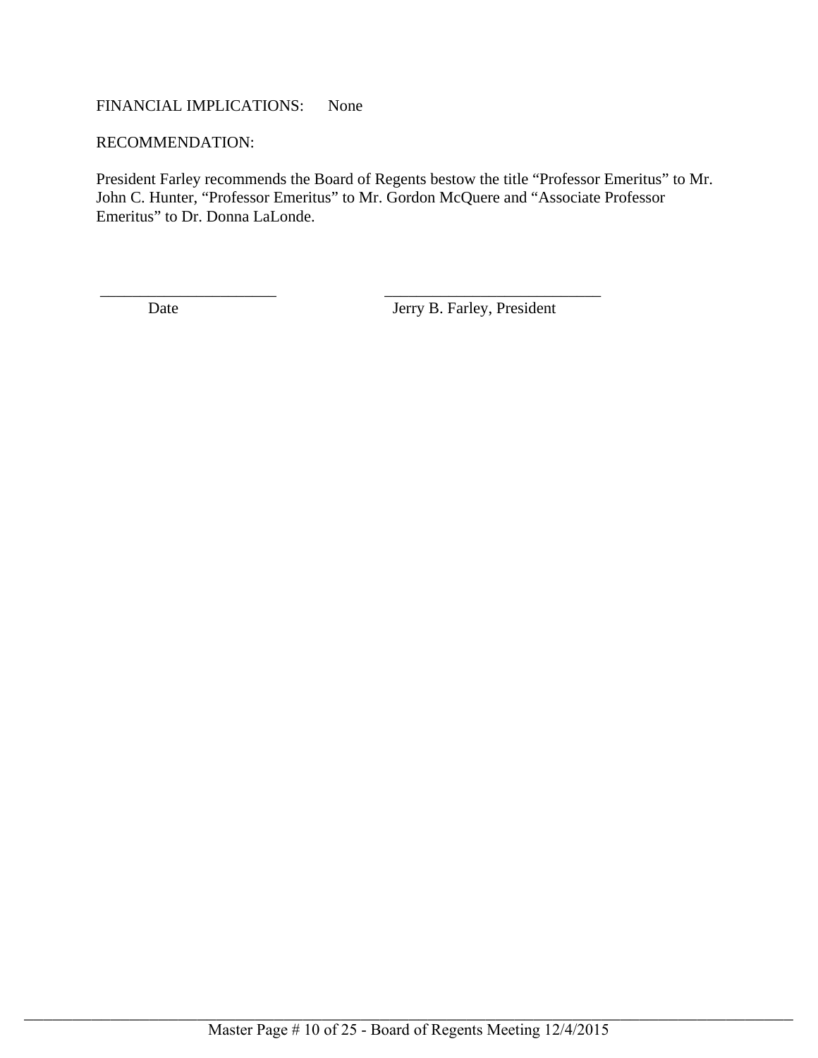FINANCIAL IMPLICATIONS: None

RECOMMENDATION:

President Farley recommends the Board of Regents bestow the title "Professor Emeritus" to Mr. John C. Hunter, "Professor Emeritus" to Mr. Gordon McQuere and "Associate Professor Emeritus" to Dr. Donna LaLonde.

______________________ ___________________________

Date Jerry B. Farley, President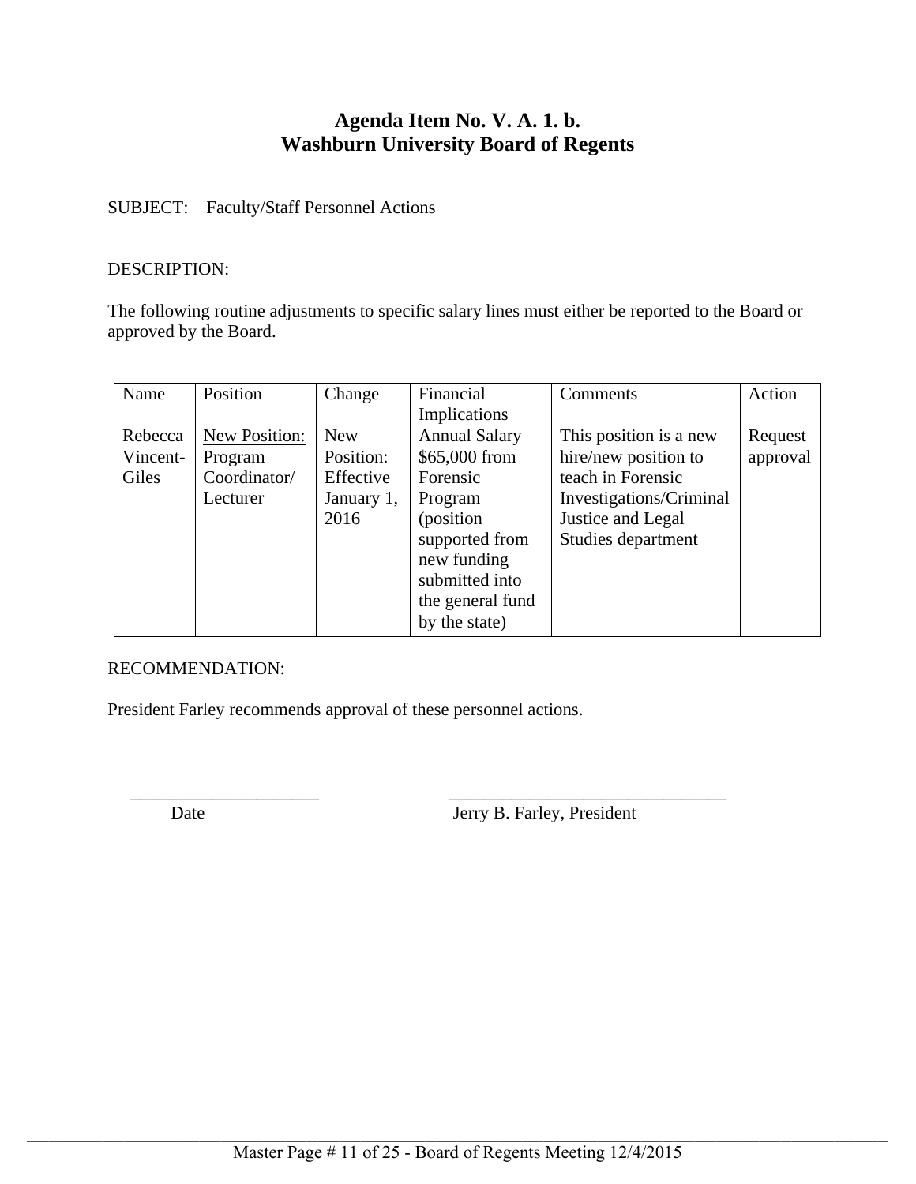# Agenda Item No. V. A. 1. b.
# Washburn University Board of Regents

SUBJECT: Faculty/Staff Personnel Actions

DESCRIPTION:

The following routine adjustments to specific salary lines must either be reported to the Board or approved by the Board.

| Name | Position | Change | Financial Implications | Comments | Action |
|---|---|---|---|---|---|
| Rebecca Vincent-Giles | New Position: Program Coordinator/ Lecturer | New Position: Effective January 1, 2016 | Annual Salary $65,000 from Forensic Program (position supported from new funding submitted into the general fund by the state) | This position is a new hire/new position to teach in Forensic Investigations/Criminal Justice and Legal Studies department | Request approval |

RECOMMENDATION:

President Farley recommends approval of these personnel actions.

_____________________ Date

_______________________________ Jerry B. Farley, President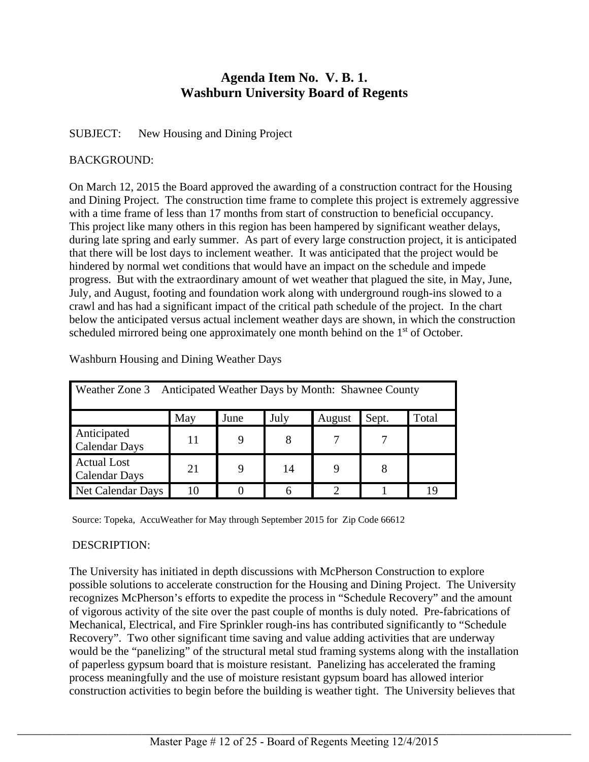# Agenda Item No. V. B. 1.
# Washburn University Board of Regents

SUBJECT: New Housing and Dining Project

BACKGROUND:

On March 12, 2015 the Board approved the awarding of a construction contract for the Housing and Dining Project. The construction time frame to complete this project is extremely aggressive with a time frame of less than 17 months from start of construction to beneficial occupancy. This project like many others in this region has been hampered by significant weather delays, during late spring and early summer. As part of every large construction project, it is anticipated that there will be lost days to inclement weather. It was anticipated that the project would be hindered by normal wet conditions that would have an impact on the schedule and impede progress. But with the extraordinary amount of wet weather that plagued the site, in May, June, July, and August, footing and foundation work along with underground rough-ins slowed to a crawl and has had a significant impact of the critical path schedule of the project. In the chart below the anticipated versus actual inclement weather days are shown, in which the construction scheduled mirrored being one approximately one month behind on the 1st of October.

Washburn Housing and Dining Weather Days

| Weather Zone 3 Anticipated Weather Days by Month: Shawnee County | | | | | | |
|---|---|---|---|---|---|---|
| | May | June | July | August | Sept. | Total |
| Anticipated Calendar Days | 11 | 9 | 8 | 7 | 7 | |
| Actual Lost Calendar Days | 21 | 9 | 14 | 9 | 8 | |
| Net Calendar Days | 10 | 0 | 6 | 2 | 1 | 19 |

Source: Topeka, AccuWeather for May through September 2015 for Zip Code 66612

DESCRIPTION:

The University has initiated in depth discussions with McPherson Construction to explore possible solutions to accelerate construction for the Housing and Dining Project. The University recognizes McPherson's efforts to expedite the process in "Schedule Recovery" and the amount of vigorous activity of the site over the past couple of months is duly noted. Pre-fabrications of Mechanical, Electrical, and Fire Sprinkler rough-ins has contributed significantly to "Schedule Recovery". Two other significant time saving and value adding activities that are underway would be the "panelizing" of the structural metal stud framing systems along with the installation of paperless gypsum board that is moisture resistant. Panelizing has accelerated the framing process meaningfully and the use of moisture resistant gypsum board has allowed interior construction activities to begin before the building is weather tight. The University believes that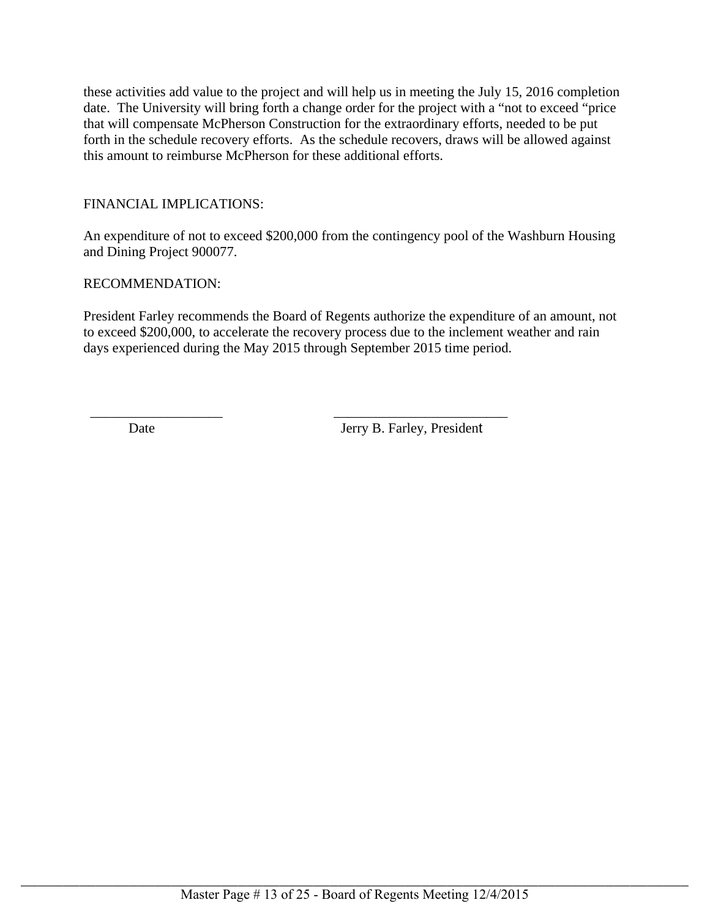these activities add value to the project and will help us in meeting the July 15, 2016 completion date. The University will bring forth a change order for the project with a "not to exceed "price that will compensate McPherson Construction for the extraordinary efforts, needed to be put forth in the schedule recovery efforts. As the schedule recovers, draws will be allowed against this amount to reimburse McPherson for these additional efforts.

FINANCIAL IMPLICATIONS:

An expenditure of not to exceed $200,000 from the contingency pool of the Washburn Housing and Dining Project 900077.

RECOMMENDATION:

President Farley recommends the Board of Regents authorize the expenditure of an amount, not to exceed $200,000, to accelerate the recovery process due to the inclement weather and rain days experienced during the May 2015 through September 2015 time period.

| ___________________ | _________________________ |
|---|---|
| Date | Jerry B. Farley, President |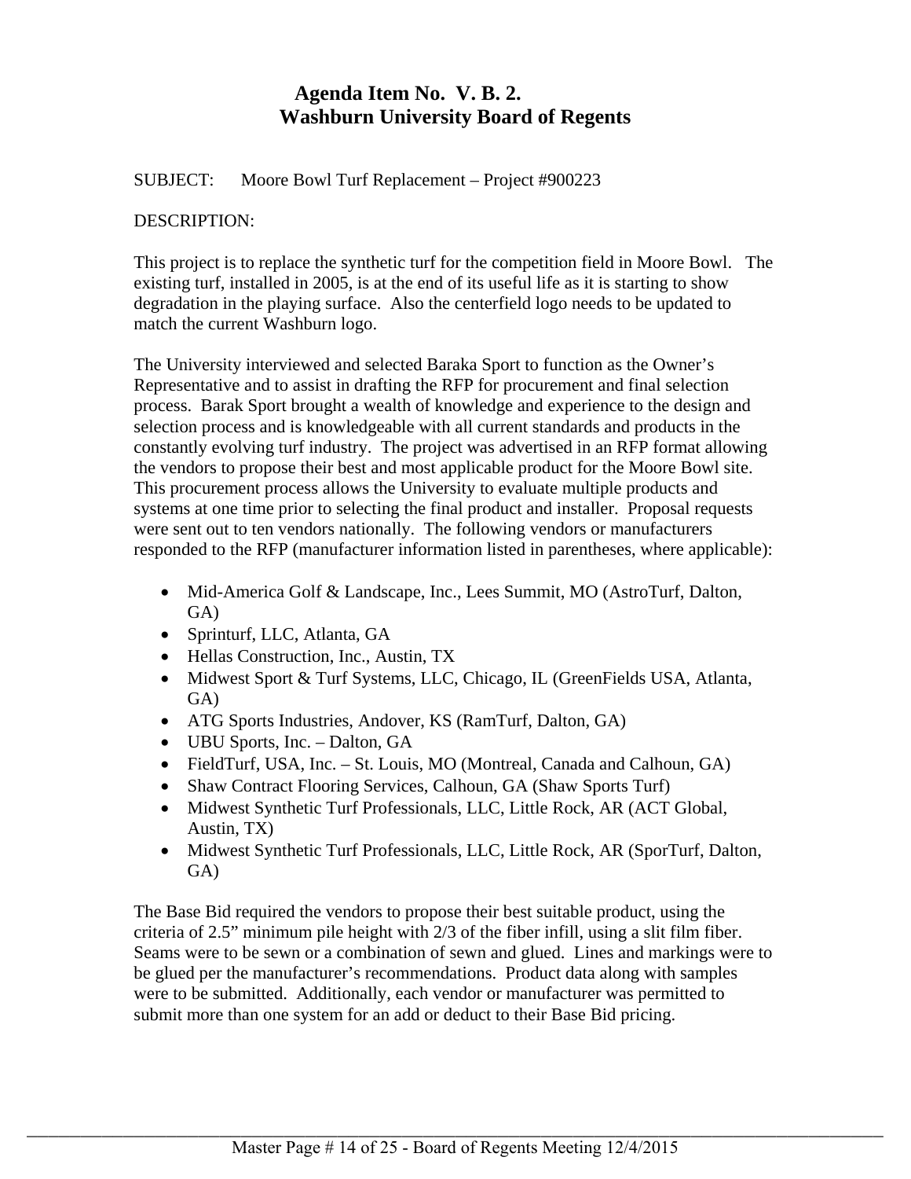# Agenda Item No. V. B. 2.
# Washburn University Board of Regents

SUBJECT: Moore Bowl Turf Replacement – Project #900223

DESCRIPTION:

This project is to replace the synthetic turf for the competition field in Moore Bowl. The existing turf, installed in 2005, is at the end of its useful life as it is starting to show degradation in the playing surface. Also the centerfield logo needs to be updated to match the current Washburn logo.

The University interviewed and selected Baraka Sport to function as the Owner's Representative and to assist in drafting the RFP for procurement and final selection process. Barak Sport brought a wealth of knowledge and experience to the design and selection process and is knowledgeable with all current standards and products in the constantly evolving turf industry. The project was advertised in an RFP format allowing the vendors to propose their best and most applicable product for the Moore Bowl site. This procurement process allows the University to evaluate multiple products and systems at one time prior to selecting the final product and installer. Proposal requests were sent out to ten vendors nationally. The following vendors or manufacturers responded to the RFP (manufacturer information listed in parentheses, where applicable):

- Mid-America Golf & Landscape, Inc., Lees Summit, MO (AstroTurf, Dalton, GA)
- Sprinturf, LLC, Atlanta, GA
- Hellas Construction, Inc., Austin, TX
- Midwest Sport & Turf Systems, LLC, Chicago, IL (GreenFields USA, Atlanta, GA)
- ATG Sports Industries, Andover, KS (RamTurf, Dalton, GA)
- UBU Sports, Inc. – Dalton, GA
- FieldTurf, USA, Inc. – St. Louis, MO (Montreal, Canada and Calhoun, GA)
- Shaw Contract Flooring Services, Calhoun, GA (Shaw Sports Turf)
- Midwest Synthetic Turf Professionals, LLC, Little Rock, AR (ACT Global, Austin, TX)
- Midwest Synthetic Turf Professionals, LLC, Little Rock, AR (SporTurf, Dalton, GA)

The Base Bid required the vendors to propose their best suitable product, using the criteria of 2.5" minimum pile height with 2/3 of the fiber infill, using a slit film fiber. Seams were to be sewn or a combination of sewn and glued. Lines and markings were to be glued per the manufacturer's recommendations. Product data along with samples were to be submitted. Additionally, each vendor or manufacturer was permitted to submit more than one system for an add or deduct to their Base Bid pricing.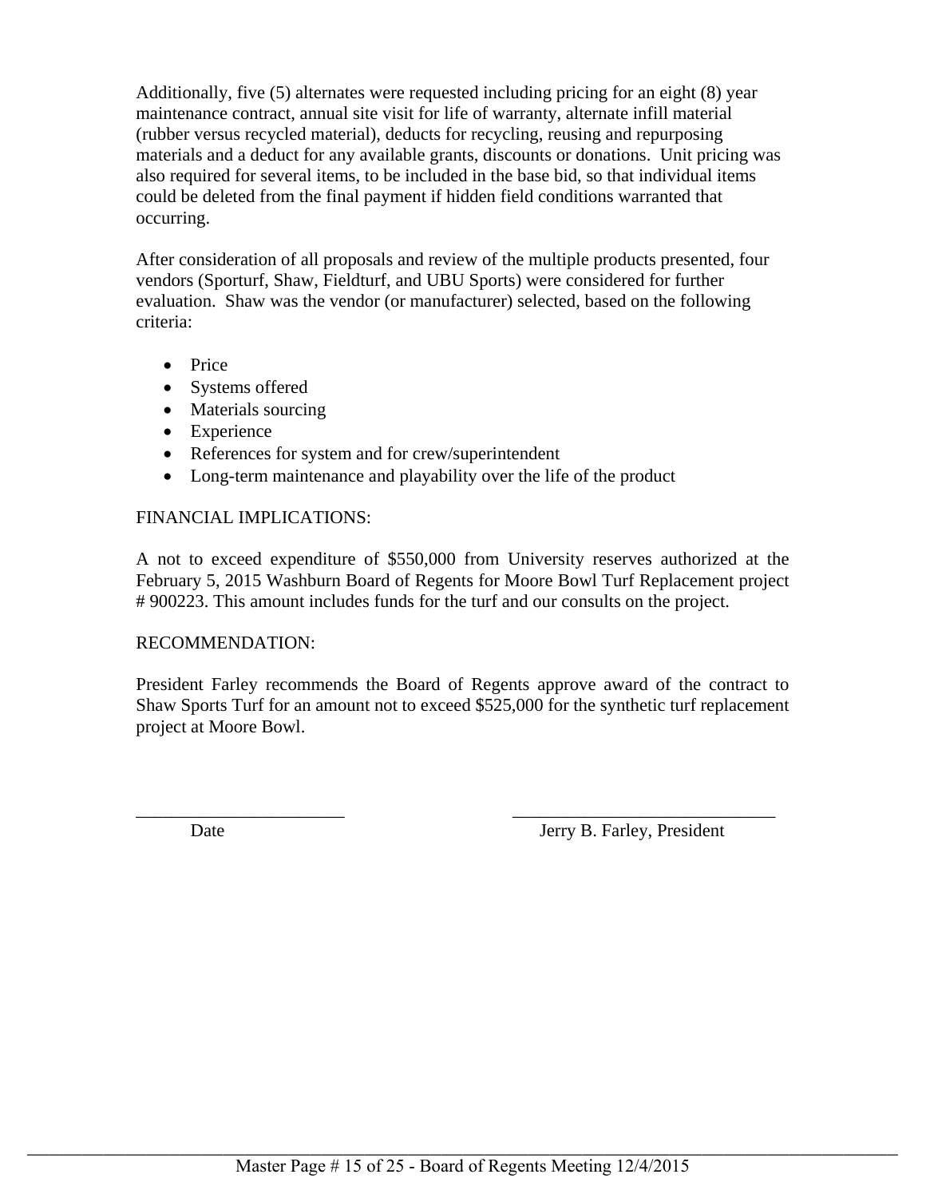Additionally, five (5) alternates were requested including pricing for an eight (8) year maintenance contract, annual site visit for life of warranty, alternate infill material (rubber versus recycled material), deducts for recycling, reusing and repurposing materials and a deduct for any available grants, discounts or donations. Unit pricing was also required for several items, to be included in the base bid, so that individual items could be deleted from the final payment if hidden field conditions warranted that occurring.

After consideration of all proposals and review of the multiple products presented, four vendors (Sporturf, Shaw, Fieldturf, and UBU Sports) were considered for further evaluation. Shaw was the vendor (or manufacturer) selected, based on the following criteria:

- Price
- Systems offered
- Materials sourcing
- Experience
- References for system and for crew/superintendent
- Long-term maintenance and playability over the life of the product

FINANCIAL IMPLICATIONS:

A not to exceed expenditure of $550,000 from University reserves authorized at the February 5, 2015 Washburn Board of Regents for Moore Bowl Turf Replacement project # 900223. This amount includes funds for the turf and our consults on the project.

RECOMMENDATION:

President Farley recommends the Board of Regents approve award of the contract to Shaw Sports Turf for an amount not to exceed $525,000 for the synthetic turf replacement project at Moore Bowl.

_______________________ Date

_____________________________ Jerry B. Farley, President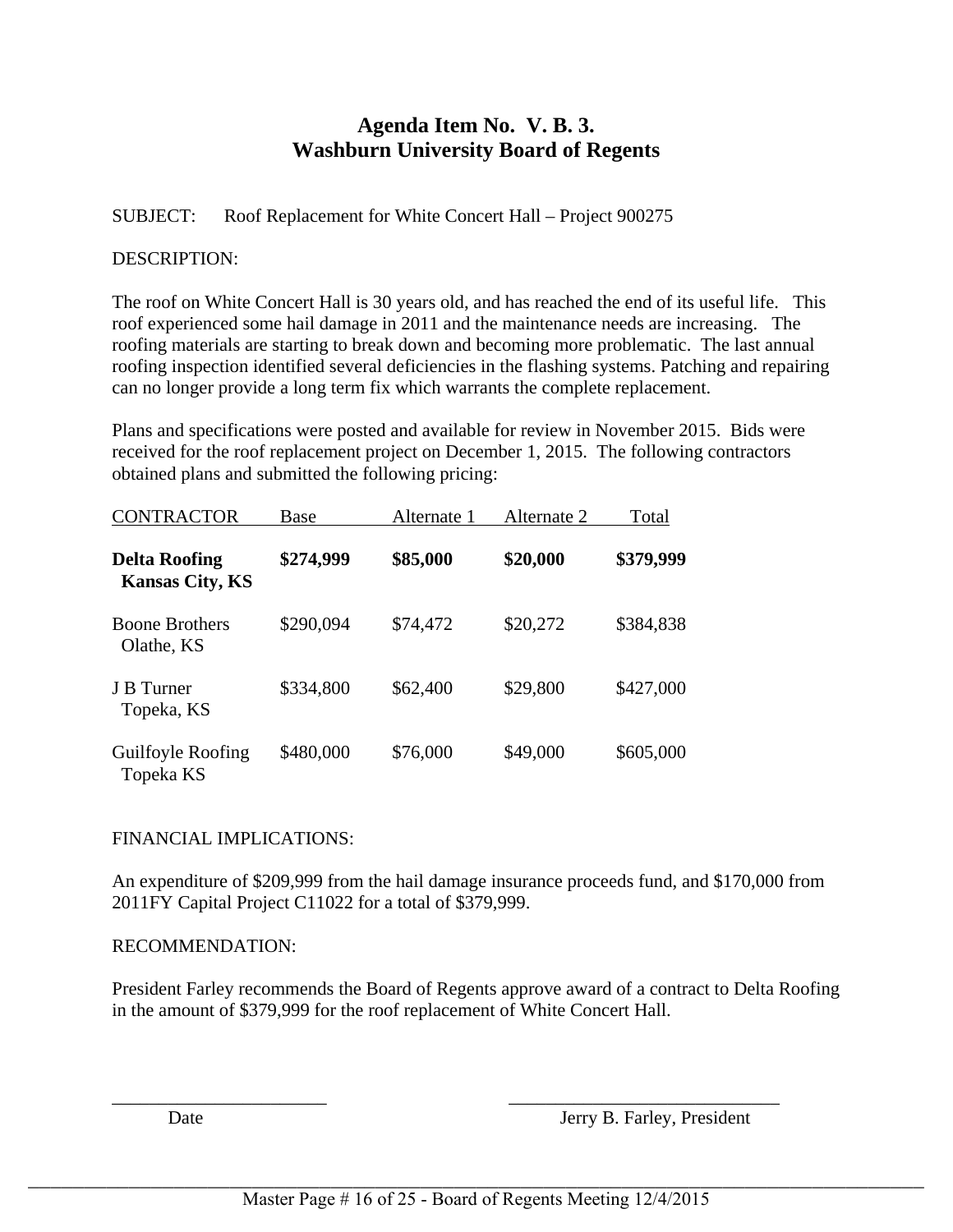# Agenda Item No. V. B. 3.
# Washburn University Board of Regents

SUBJECT: Roof Replacement for White Concert Hall – Project 900275

DESCRIPTION:

The roof on White Concert Hall is 30 years old, and has reached the end of its useful life. This roof experienced some hail damage in 2011 and the maintenance needs are increasing. The roofing materials are starting to break down and becoming more problematic. The last annual roofing inspection identified several deficiencies in the flashing systems. Patching and repairing can no longer provide a long term fix which warrants the complete replacement.

Plans and specifications were posted and available for review in November 2015. Bids were received for the roof replacement project on December 1, 2015. The following contractors obtained plans and submitted the following pricing:

| CONTRACTOR | Base | Alternate 1 | Alternate 2 | Total |
|---|---|---|---|---|
| **Delta Roofing Kansas City, KS** | **$274,999** | **$85,000** | **$20,000** | **$379,999** |
| Boone Brothers Olathe, KS | $290,094 | $74,472 | $20,272 | $384,838 |
| J B Turner Topeka, KS | $334,800 | $62,400 | $29,800 | $427,000 |
| Guilfoyle Roofing Topeka KS | $480,000 | $76,000 | $49,000 | $605,000 |

FINANCIAL IMPLICATIONS:

An expenditure of $209,999 from the hail damage insurance proceeds fund, and $170,000 from 2011FY Capital Project C11022 for a total of $379,999.

RECOMMENDATION:

President Farley recommends the Board of Regents approve award of a contract to Delta Roofing in the amount of $379,999 for the roof replacement of White Concert Hall.

_______________________ Date

_____________________________ Jerry B. Farley, President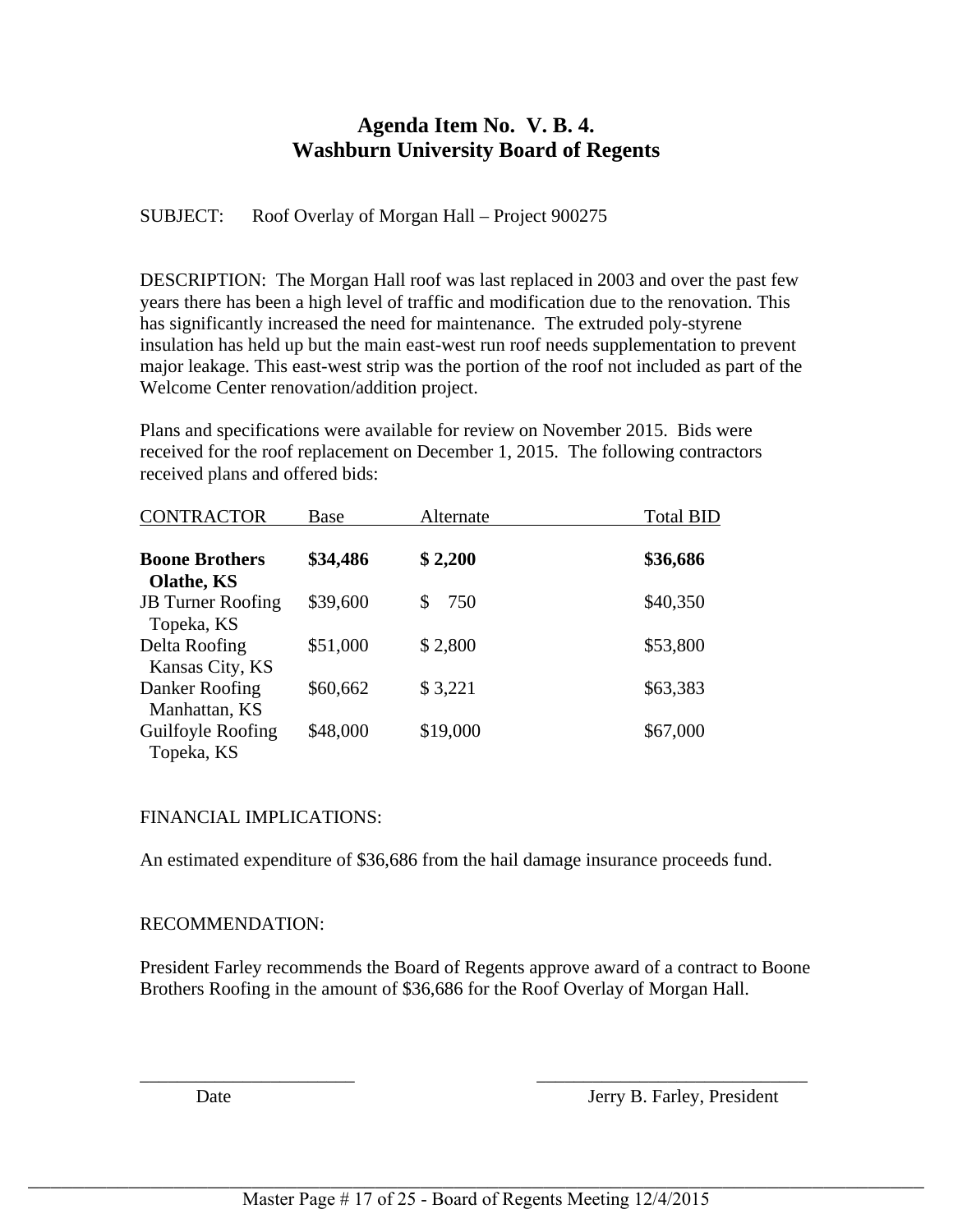## Agenda Item No. V. B. 4.
## Washburn University Board of Regents

SUBJECT: Roof Overlay of Morgan Hall – Project 900275

DESCRIPTION: The Morgan Hall roof was last replaced in 2003 and over the past few years there has been a high level of traffic and modification due to the renovation. This has significantly increased the need for maintenance. The extruded poly-styrene insulation has held up but the main east-west run roof needs supplementation to prevent major leakage. This east-west strip was the portion of the roof not included as part of the Welcome Center renovation/addition project.

Plans and specifications were available for review on November 2015. Bids were received for the roof replacement on December 1, 2015. The following contractors received plans and offered bids:

| CONTRACTOR | Base | Alternate | Total BID |
|---|---|---|---|
| **Boone Brothers Olathe, KS** | **$34,486** | **$ 2,200** | **$36,686** |
| JB Turner Roofing Topeka, KS | $39,600 | $ 750 | $40,350 |
| Delta Roofing Kansas City, KS | $51,000 | $ 2,800 | $53,800 |
| Danker Roofing Manhattan, KS | $60,662 | $ 3,221 | $63,383 |
| Guilfoyle Roofing Topeka, KS | $48,000 | $19,000 | $67,000 |

FINANCIAL IMPLICATIONS:

An estimated expenditure of $36,686 from the hail damage insurance proceeds fund.

RECOMMENDATION:

President Farley recommends the Board of Regents approve award of a contract to Boone Brothers Roofing in the amount of $36,686 for the Roof Overlay of Morgan Hall.

_______________________ Date

_______________________ Jerry B. Farley, President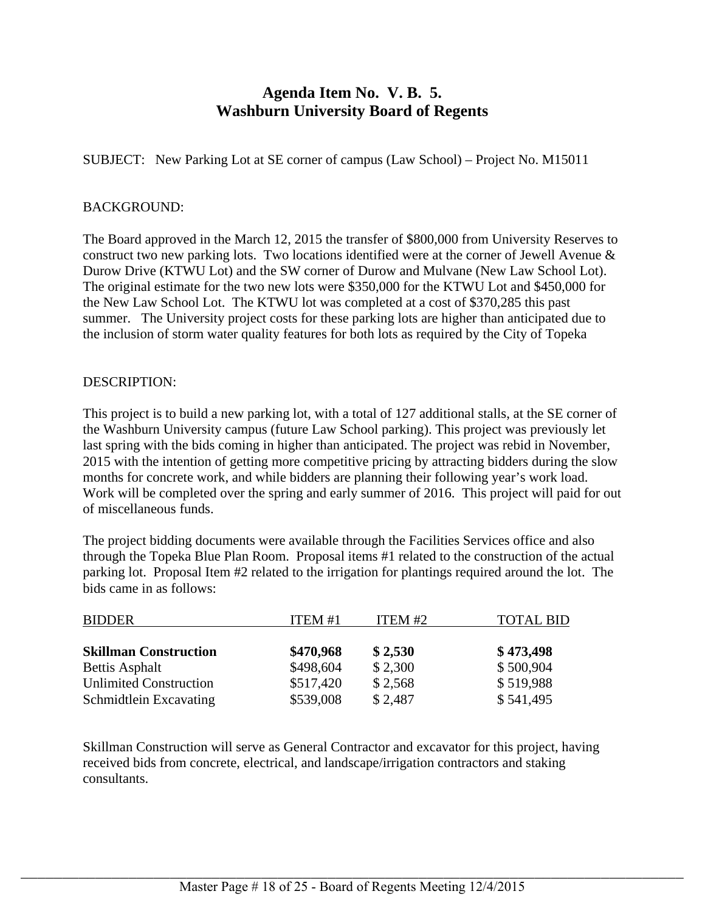# Agenda Item No. V. B. 5.
# Washburn University Board of Regents

SUBJECT: New Parking Lot at SE corner of campus (Law School) – Project No. M15011

BACKGROUND:

The Board approved in the March 12, 2015 the transfer of $800,000 from University Reserves to construct two new parking lots. Two locations identified were at the corner of Jewell Avenue & Durow Drive (KTWU Lot) and the SW corner of Durow and Mulvane (New Law School Lot). The original estimate for the two new lots were $350,000 for the KTWU Lot and $450,000 for the New Law School Lot. The KTWU lot was completed at a cost of $370,285 this past summer. The University project costs for these parking lots are higher than anticipated due to the inclusion of storm water quality features for both lots as required by the City of Topeka

DESCRIPTION:

This project is to build a new parking lot, with a total of 127 additional stalls, at the SE corner of the Washburn University campus (future Law School parking). This project was previously let last spring with the bids coming in higher than anticipated. The project was rebid in November, 2015 with the intention of getting more competitive pricing by attracting bidders during the slow months for concrete work, and while bidders are planning their following year's work load. Work will be completed over the spring and early summer of 2016. This project will paid for out of miscellaneous funds.

The project bidding documents were available through the Facilities Services office and also through the Topeka Blue Plan Room. Proposal items #1 related to the construction of the actual parking lot. Proposal Item #2 related to the irrigation for plantings required around the lot. The bids came in as follows:

| BIDDER | ITEM #1 | ITEM #2 | TOTAL BID |
|---|---|---|---|
| **Skillman Construction** | **$470,968** | **$ 2,530** | **$ 473,498** |
| Bettis Asphalt | $498,604 | $ 2,300 | $ 500,904 |
| Unlimited Construction | $517,420 | $ 2,568 | $ 519,988 |
| Schmidtlein Excavating | $539,008 | $ 2,487 | $ 541,495 |

Skillman Construction will serve as General Contractor and excavator for this project, having received bids from concrete, electrical, and landscape/irrigation contractors and staking consultants.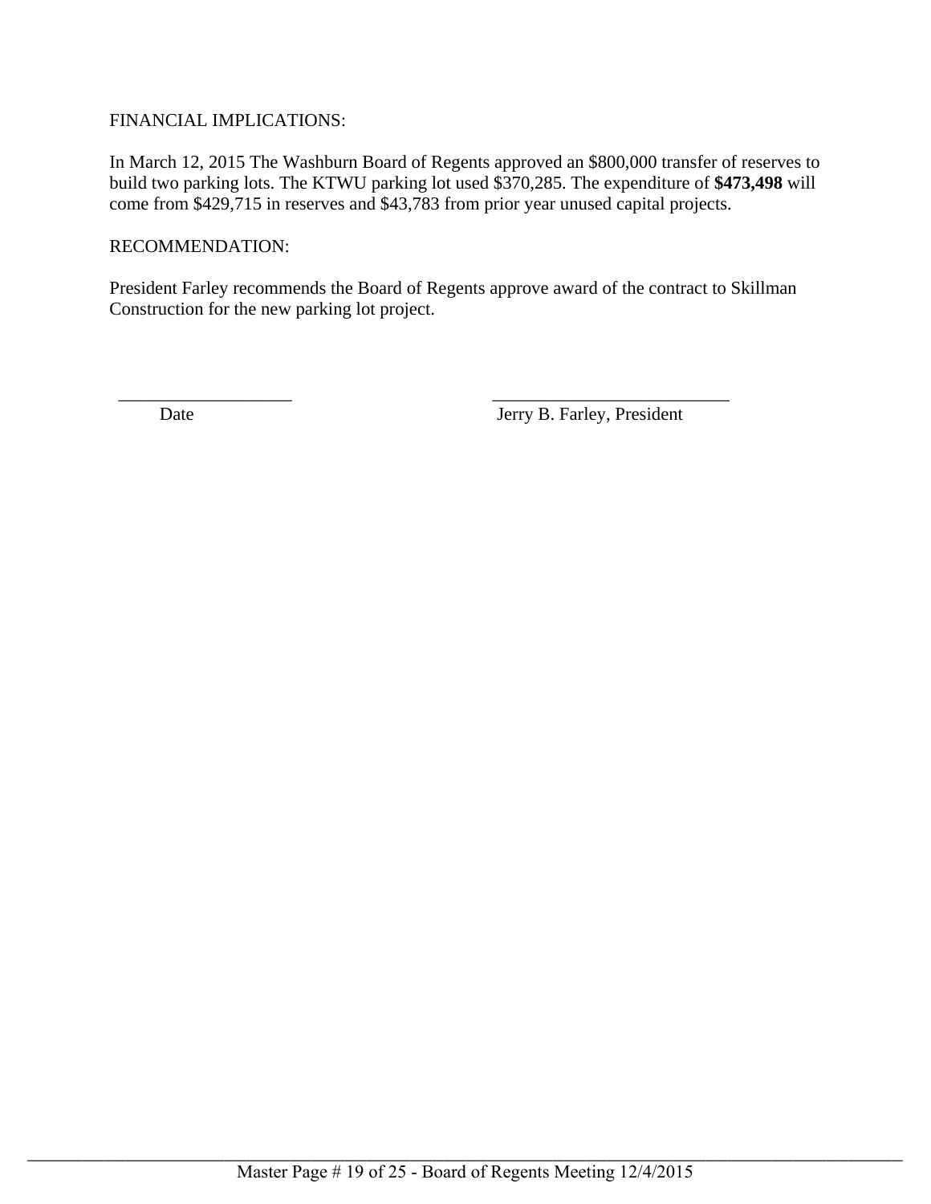FINANCIAL IMPLICATIONS:

In March 12, 2015 The Washburn Board of Regents approved an $800,000 transfer of reserves to build two parking lots. The KTWU parking lot used $370,285. The expenditure of **$473,498** will come from $429,715 in reserves and $43,783 from prior year unused capital projects.

RECOMMENDATION:

President Farley recommends the Board of Regents approve award of the contract to Skillman Construction for the new parking lot project.

| ___________________ | ___________________________ |
|---|---|
| Date | Jerry B. Farley, President |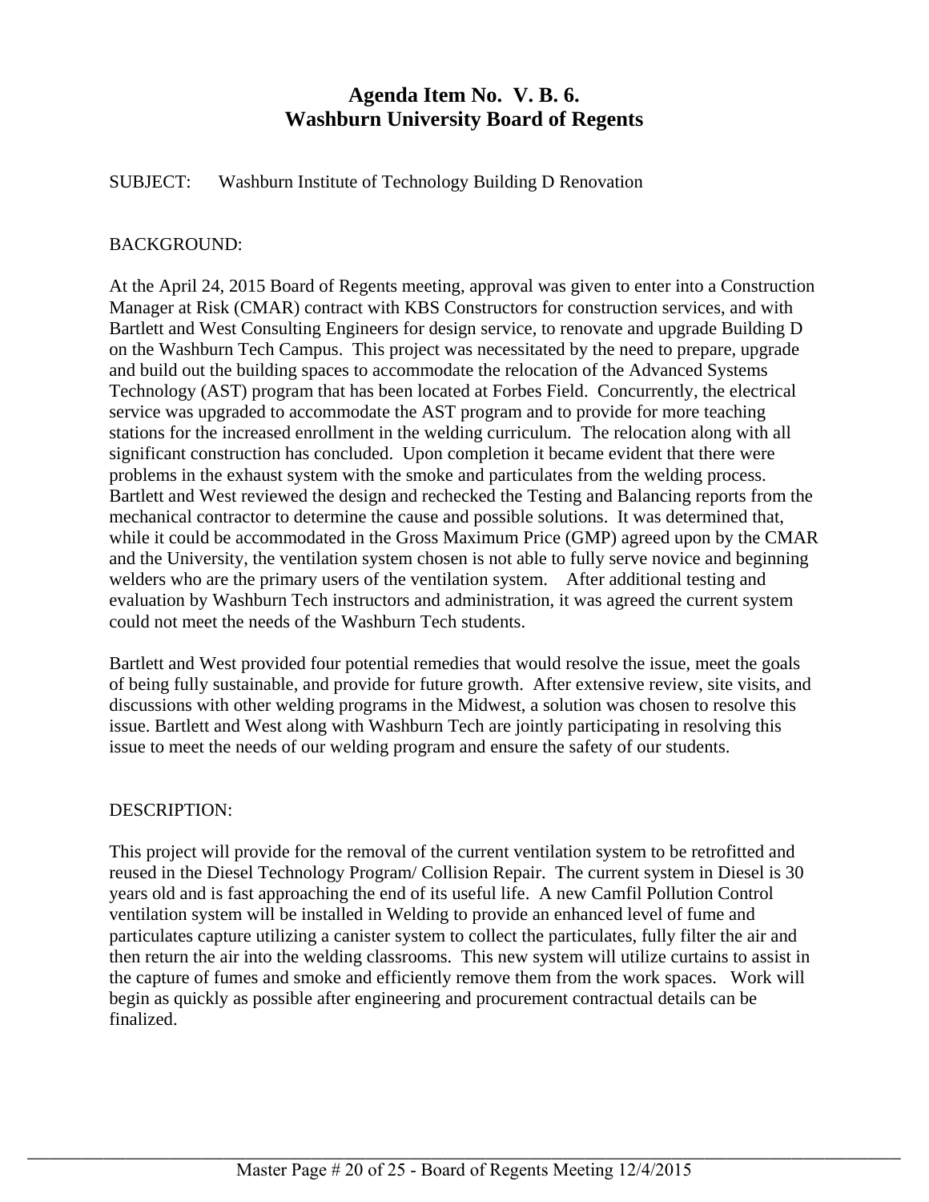# Agenda Item No. V. B. 6.
# Washburn University Board of Regents

SUBJECT: Washburn Institute of Technology Building D Renovation

BACKGROUND:

At the April 24, 2015 Board of Regents meeting, approval was given to enter into a Construction Manager at Risk (CMAR) contract with KBS Constructors for construction services, and with Bartlett and West Consulting Engineers for design service, to renovate and upgrade Building D on the Washburn Tech Campus. This project was necessitated by the need to prepare, upgrade and build out the building spaces to accommodate the relocation of the Advanced Systems Technology (AST) program that has been located at Forbes Field. Concurrently, the electrical service was upgraded to accommodate the AST program and to provide for more teaching stations for the increased enrollment in the welding curriculum. The relocation along with all significant construction has concluded. Upon completion it became evident that there were problems in the exhaust system with the smoke and particulates from the welding process. Bartlett and West reviewed the design and rechecked the Testing and Balancing reports from the mechanical contractor to determine the cause and possible solutions. It was determined that, while it could be accommodated in the Gross Maximum Price (GMP) agreed upon by the CMAR and the University, the ventilation system chosen is not able to fully serve novice and beginning welders who are the primary users of the ventilation system. After additional testing and evaluation by Washburn Tech instructors and administration, it was agreed the current system could not meet the needs of the Washburn Tech students.

Bartlett and West provided four potential remedies that would resolve the issue, meet the goals of being fully sustainable, and provide for future growth. After extensive review, site visits, and discussions with other welding programs in the Midwest, a solution was chosen to resolve this issue. Bartlett and West along with Washburn Tech are jointly participating in resolving this issue to meet the needs of our welding program and ensure the safety of our students.

DESCRIPTION:

This project will provide for the removal of the current ventilation system to be retrofitted and reused in the Diesel Technology Program/ Collision Repair. The current system in Diesel is 30 years old and is fast approaching the end of its useful life. A new Camfil Pollution Control ventilation system will be installed in Welding to provide an enhanced level of fume and particulates capture utilizing a canister system to collect the particulates, fully filter the air and then return the air into the welding classrooms. This new system will utilize curtains to assist in the capture of fumes and smoke and efficiently remove them from the work spaces. Work will begin as quickly as possible after engineering and procurement contractual details can be finalized.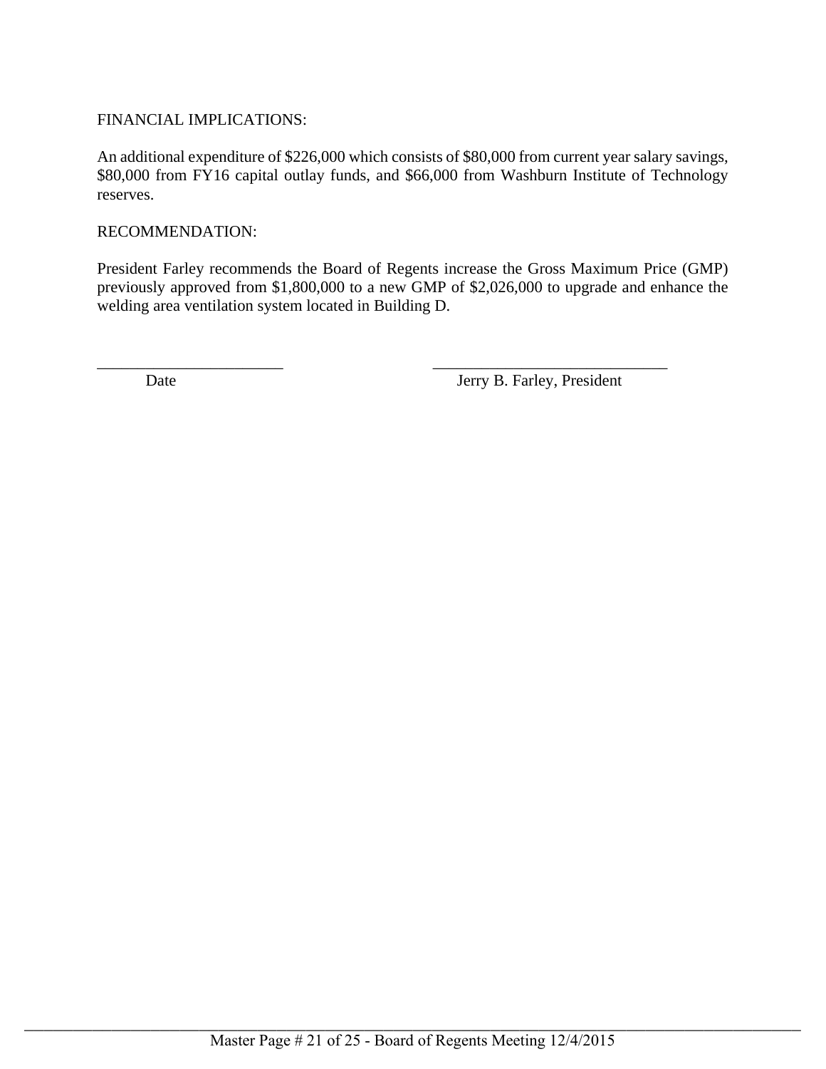FINANCIAL IMPLICATIONS:

An additional expenditure of $226,000 which consists of $80,000 from current year salary savings, $80,000 from FY16 capital outlay funds, and $66,000 from Washburn Institute of Technology reserves.

RECOMMENDATION:

President Farley recommends the Board of Regents increase the Gross Maximum Price (GMP) previously approved from $1,800,000 to a new GMP of $2,026,000 to upgrade and enhance the welding area ventilation system located in Building D.

\_\_\_\_\_\_\_\_\_\_\_\_\_\_\_\_\_\_\_\_\_\_\_\_ &nbsp;&nbsp;&nbsp;&nbsp;&nbsp;&nbsp;&nbsp;&nbsp; \_\_\_\_\_\_\_\_\_\_\_\_\_\_\_\_\_\_\_\_\_\_\_\_\_\_\_\_\_\_

Date &nbsp;&nbsp;&nbsp;&nbsp;&nbsp;&nbsp;&nbsp;&nbsp;&nbsp;&nbsp;&nbsp;&nbsp;&nbsp;&nbsp;&nbsp;&nbsp;&nbsp;&nbsp;&nbsp;&nbsp; Jerry B. Farley, President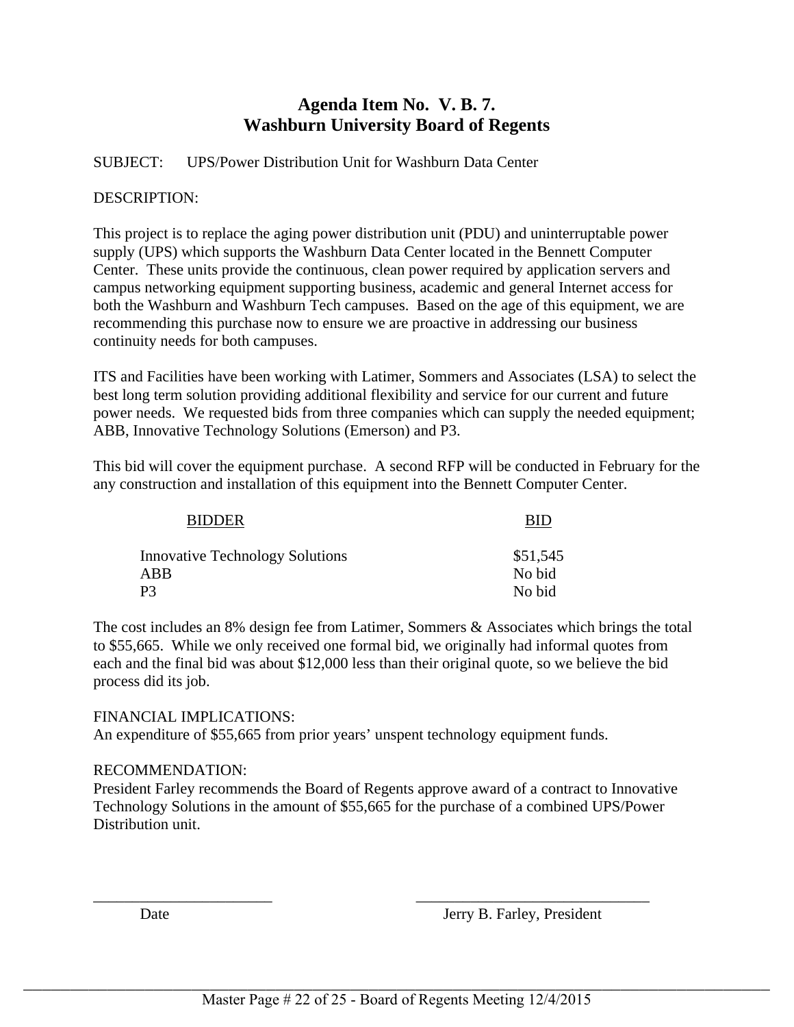# Agenda Item No. V. B. 7.
# Washburn University Board of Regents

SUBJECT: UPS/Power Distribution Unit for Washburn Data Center

DESCRIPTION:

This project is to replace the aging power distribution unit (PDU) and uninterruptable power supply (UPS) which supports the Washburn Data Center located in the Bennett Computer Center. These units provide the continuous, clean power required by application servers and campus networking equipment supporting business, academic and general Internet access for both the Washburn and Washburn Tech campuses. Based on the age of this equipment, we are recommending this purchase now to ensure we are proactive in addressing our business continuity needs for both campuses.

ITS and Facilities have been working with Latimer, Sommers and Associates (LSA) to select the best long term solution providing additional flexibility and service for our current and future power needs. We requested bids from three companies which can supply the needed equipment; ABB, Innovative Technology Solutions (Emerson) and P3.

This bid will cover the equipment purchase. A second RFP will be conducted in February for the any construction and installation of this equipment into the Bennett Computer Center.

| BIDDER | BID |
|---|---|
| Innovative Technology Solutions | $51,545 |
| ABB | No bid |
| P3 | No bid |

The cost includes an 8% design fee from Latimer, Sommers & Associates which brings the total to $55,665. While we only received one formal bid, we originally had informal quotes from each and the final bid was about $12,000 less than their original quote, so we believe the bid process did its job.

FINANCIAL IMPLICATIONS:
An expenditure of $55,665 from prior years' unspent technology equipment funds.

RECOMMENDATION:
President Farley recommends the Board of Regents approve award of a contract to Innovative Technology Solutions in the amount of $55,665 for the purchase of a combined UPS/Power Distribution unit.

_______________________ _______________________________

Date Jerry B. Farley, President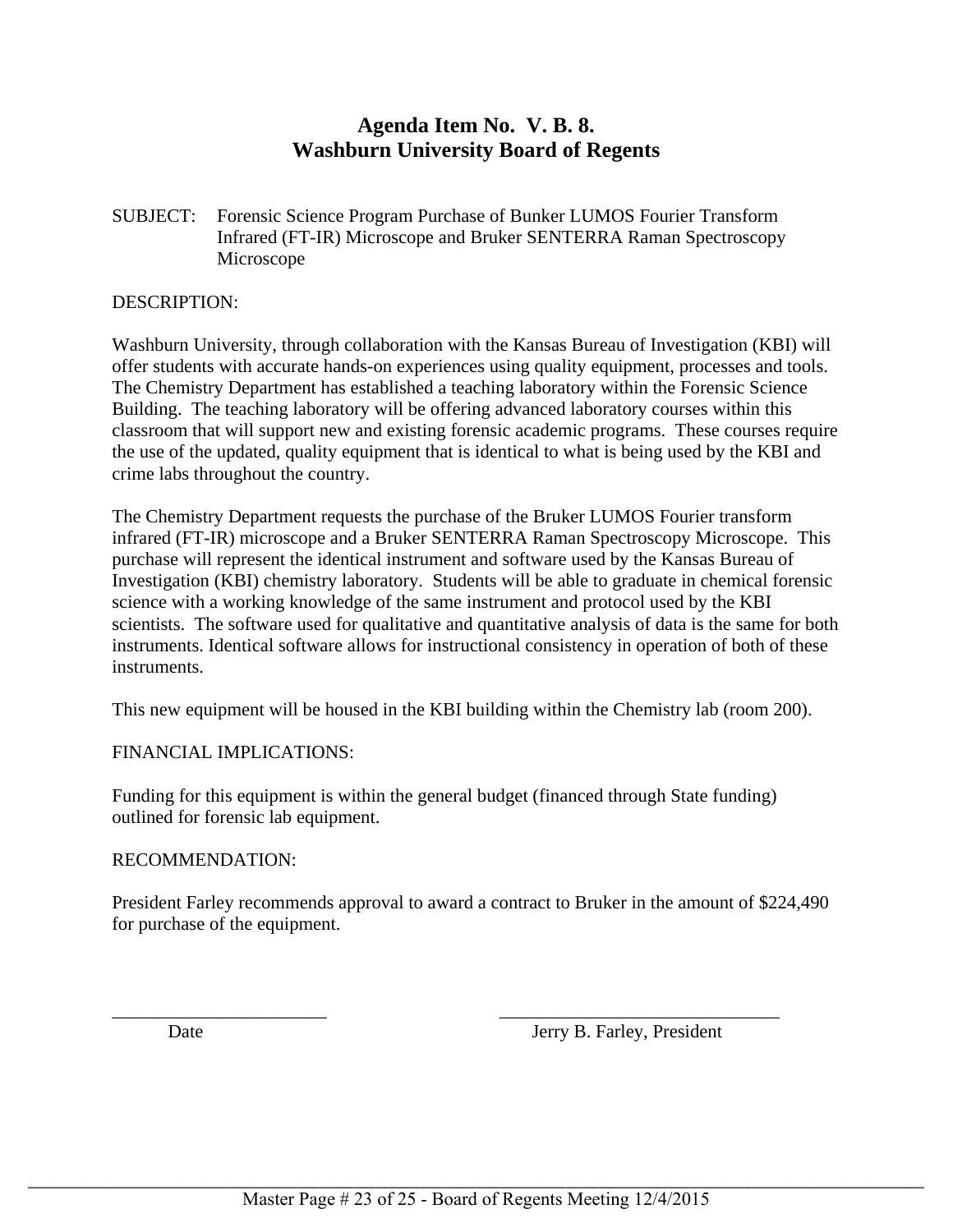# Agenda Item No. V. B. 8.
# Washburn University Board of Regents

SUBJECT: Forensic Science Program Purchase of Bunker LUMOS Fourier Transform Infrared (FT-IR) Microscope and Bruker SENTERRA Raman Spectroscopy Microscope

DESCRIPTION:

Washburn University, through collaboration with the Kansas Bureau of Investigation (KBI) will offer students with accurate hands-on experiences using quality equipment, processes and tools. The Chemistry Department has established a teaching laboratory within the Forensic Science Building. The teaching laboratory will be offering advanced laboratory courses within this classroom that will support new and existing forensic academic programs. These courses require the use of the updated, quality equipment that is identical to what is being used by the KBI and crime labs throughout the country.

The Chemistry Department requests the purchase of the Bruker LUMOS Fourier transform infrared (FT-IR) microscope and a Bruker SENTERRA Raman Spectroscopy Microscope. This purchase will represent the identical instrument and software used by the Kansas Bureau of Investigation (KBI) chemistry laboratory. Students will be able to graduate in chemical forensic science with a working knowledge of the same instrument and protocol used by the KBI scientists. The software used for qualitative and quantitative analysis of data is the same for both instruments. Identical software allows for instructional consistency in operation of both of these instruments.

This new equipment will be housed in the KBI building within the Chemistry lab (room 200).

FINANCIAL IMPLICATIONS:

Funding for this equipment is within the general budget (financed through State funding) outlined for forensic lab equipment.

RECOMMENDATION:

President Farley recommends approval to award a contract to Bruker in the amount of $224,490 for purchase of the equipment.

\_\_\_\_\_\_\_\_\_\_\_\_\_\_\_\_\_\_\_\_\_\_\_\_ Date

\_\_\_\_\_\_\_\_\_\_\_\_\_\_\_\_\_\_\_\_\_\_\_\_\_\_\_\_\_\_ Jerry B. Farley, President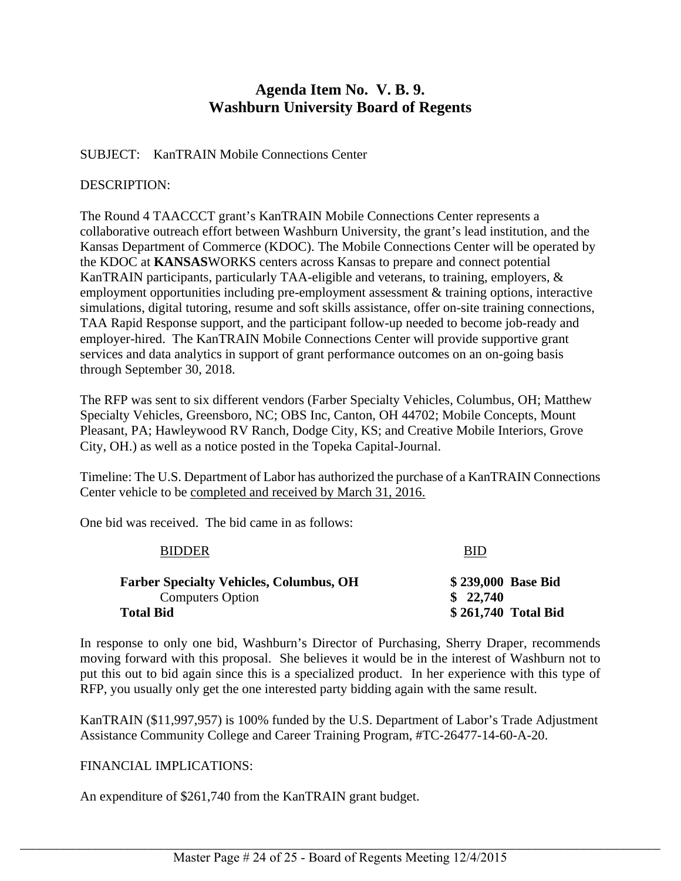## Agenda Item No. V. B. 9.
## Washburn University Board of Regents

SUBJECT: KanTRAIN Mobile Connections Center

DESCRIPTION:

The Round 4 TAACCCT grant's KanTRAIN Mobile Connections Center represents a collaborative outreach effort between Washburn University, the grant's lead institution, and the Kansas Department of Commerce (KDOC). The Mobile Connections Center will be operated by the KDOC at **KANSAS**WORKS centers across Kansas to prepare and connect potential KanTRAIN participants, particularly TAA-eligible and veterans, to training, employers, & employment opportunities including pre-employment assessment & training options, interactive simulations, digital tutoring, resume and soft skills assistance, offer on-site training connections, TAA Rapid Response support, and the participant follow-up needed to become job-ready and employer-hired. The KanTRAIN Mobile Connections Center will provide supportive grant services and data analytics in support of grant performance outcomes on an on-going basis through September 30, 2018.

The RFP was sent to six different vendors (Farber Specialty Vehicles, Columbus, OH; Matthew Specialty Vehicles, Greensboro, NC; OBS Inc, Canton, OH 44702; Mobile Concepts, Mount Pleasant, PA; Hawleywood RV Ranch, Dodge City, KS; and Creative Mobile Interiors, Grove City, OH.) as well as a notice posted in the Topeka Capital-Journal.

Timeline: The U.S. Department of Labor has authorized the purchase of a KanTRAIN Connections Center vehicle to be completed and received by March 31, 2016.

One bid was received. The bid came in as follows:

| BIDDER | BID |
|---|---|
| **Farber Specialty Vehicles, Columbus, OH** | **$ 239,000 Base Bid** |
| Computers Option | **$ 22,740** |
| **Total Bid** | **$ 261,740 Total Bid** |

In response to only one bid, Washburn's Director of Purchasing, Sherry Draper, recommends moving forward with this proposal. She believes it would be in the interest of Washburn not to put this out to bid again since this is a specialized product. In her experience with this type of RFP, you usually only get the one interested party bidding again with the same result.

KanTRAIN ($11,997,957) is 100% funded by the U.S. Department of Labor's Trade Adjustment Assistance Community College and Career Training Program, #TC-26477-14-60-A-20.

FINANCIAL IMPLICATIONS:

An expenditure of $261,740 from the KanTRAIN grant budget.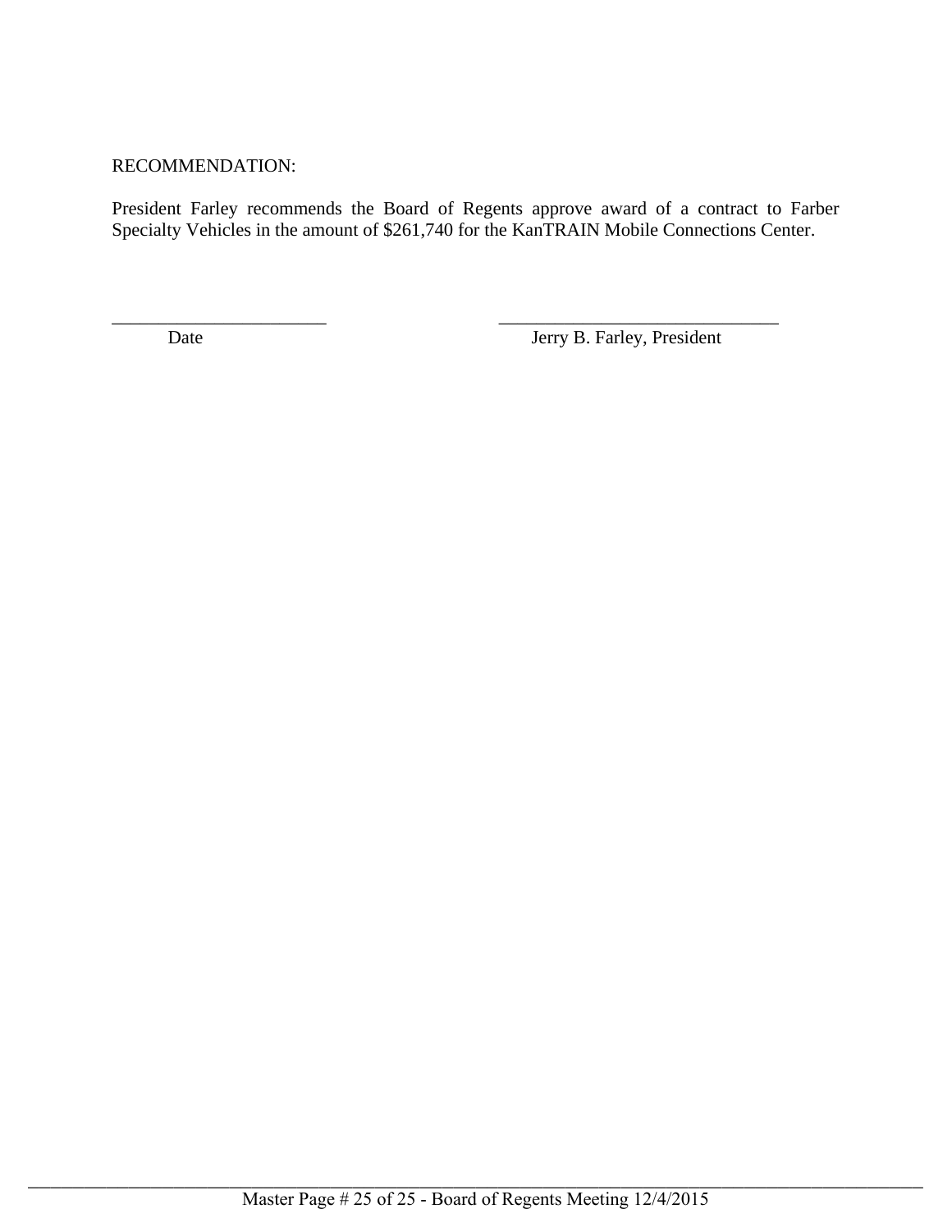RECOMMENDATION:

President Farley recommends the Board of Regents approve award of a contract to Farber Specialty Vehicles in the amount of $261,740 for the KanTRAIN Mobile Connections Center.

________________________ ________________________________

Date Jerry B. Farley, President